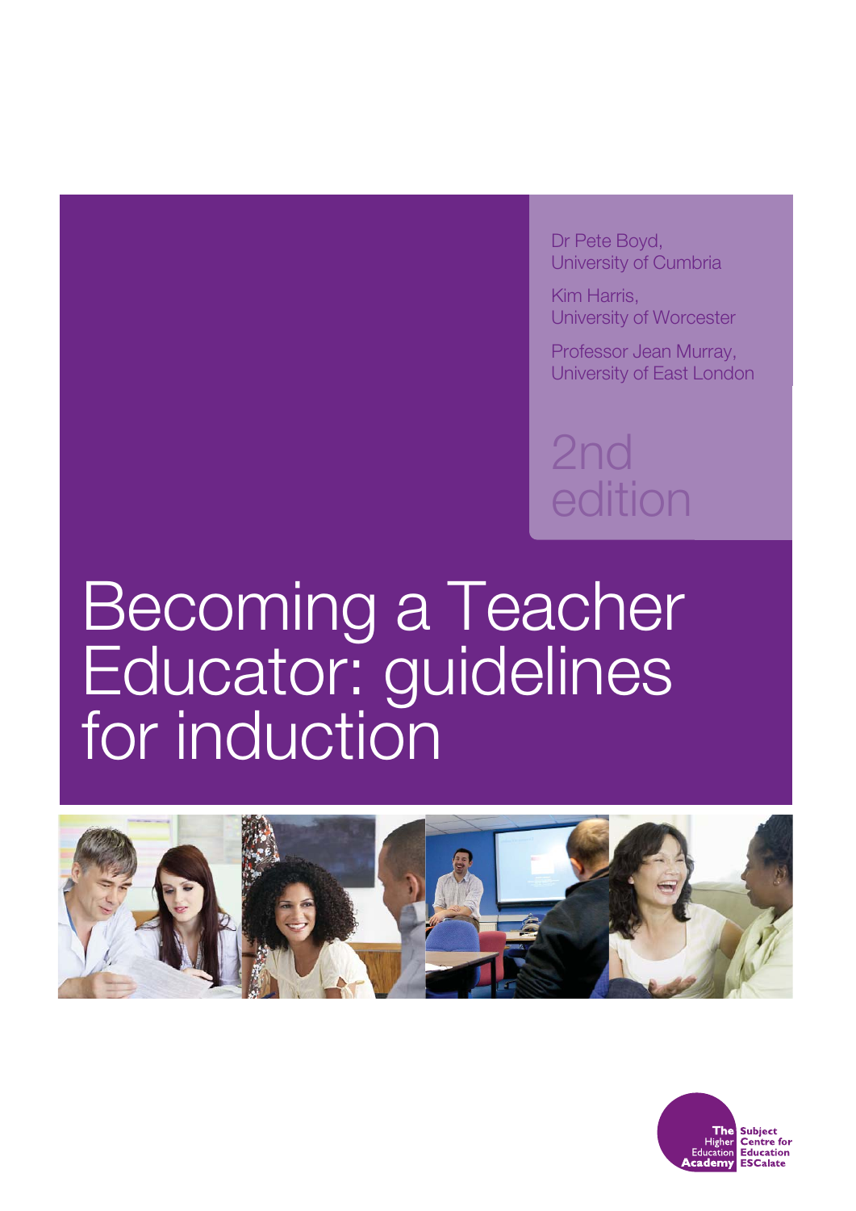Dr Pete Boyd,
University of Cumbria

Kim Harris,
University of Worcester

Professor Jean Murray,
University of East London

2nd edition

# Becoming a Teacher Educator: guidelines for induction

The Higher Education Academy

Subject Centre for Education ESCalate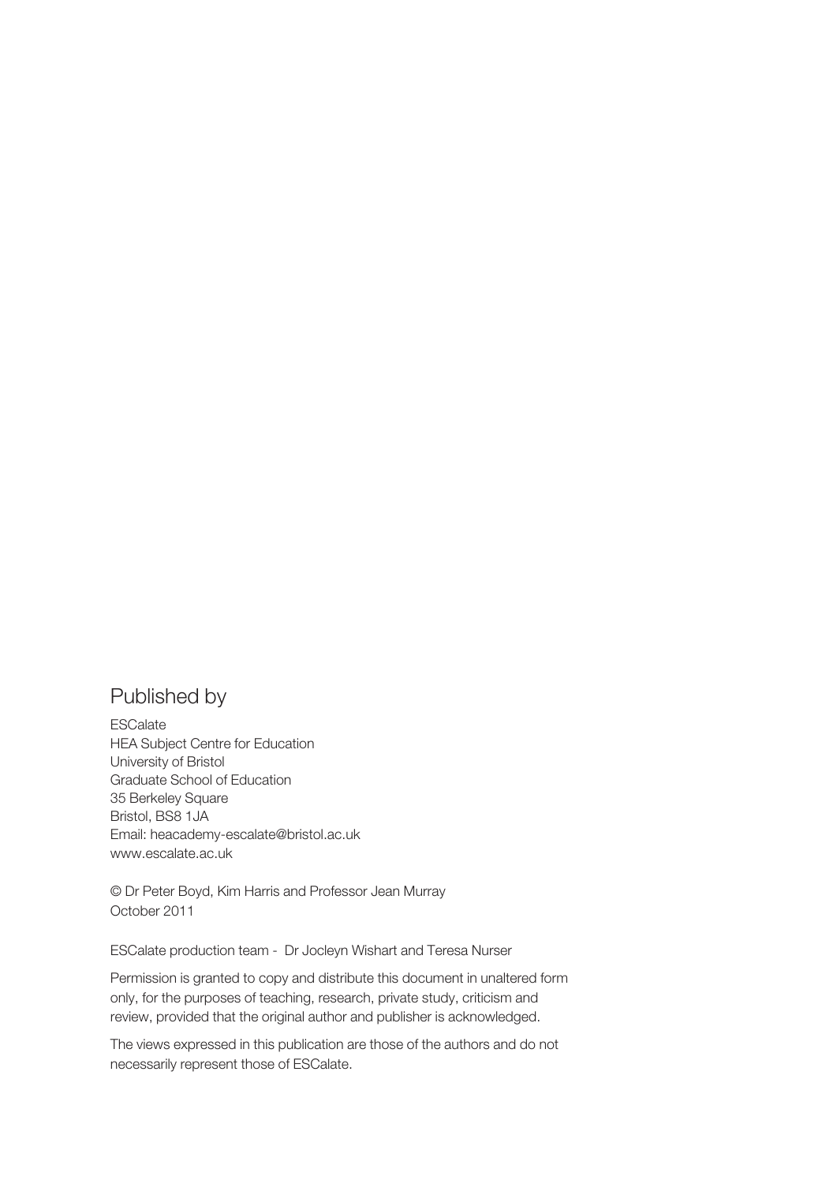## Published by

ESCalate
HEA Subject Centre for Education
University of Bristol
Graduate School of Education
35 Berkeley Square
Bristol, BS8 1JA
Email: heacademy-escalate@bristol.ac.uk
www.escalate.ac.uk

© Dr Peter Boyd, Kim Harris and Professor Jean Murray
October 2011

ESCalate production team - Dr Jocleyn Wishart and Teresa Nurser

Permission is granted to copy and distribute this document in unaltered form only, for the purposes of teaching, research, private study, criticism and review, provided that the original author and publisher is acknowledged.

The views expressed in this publication are those of the authors and do not necessarily represent those of ESCalate.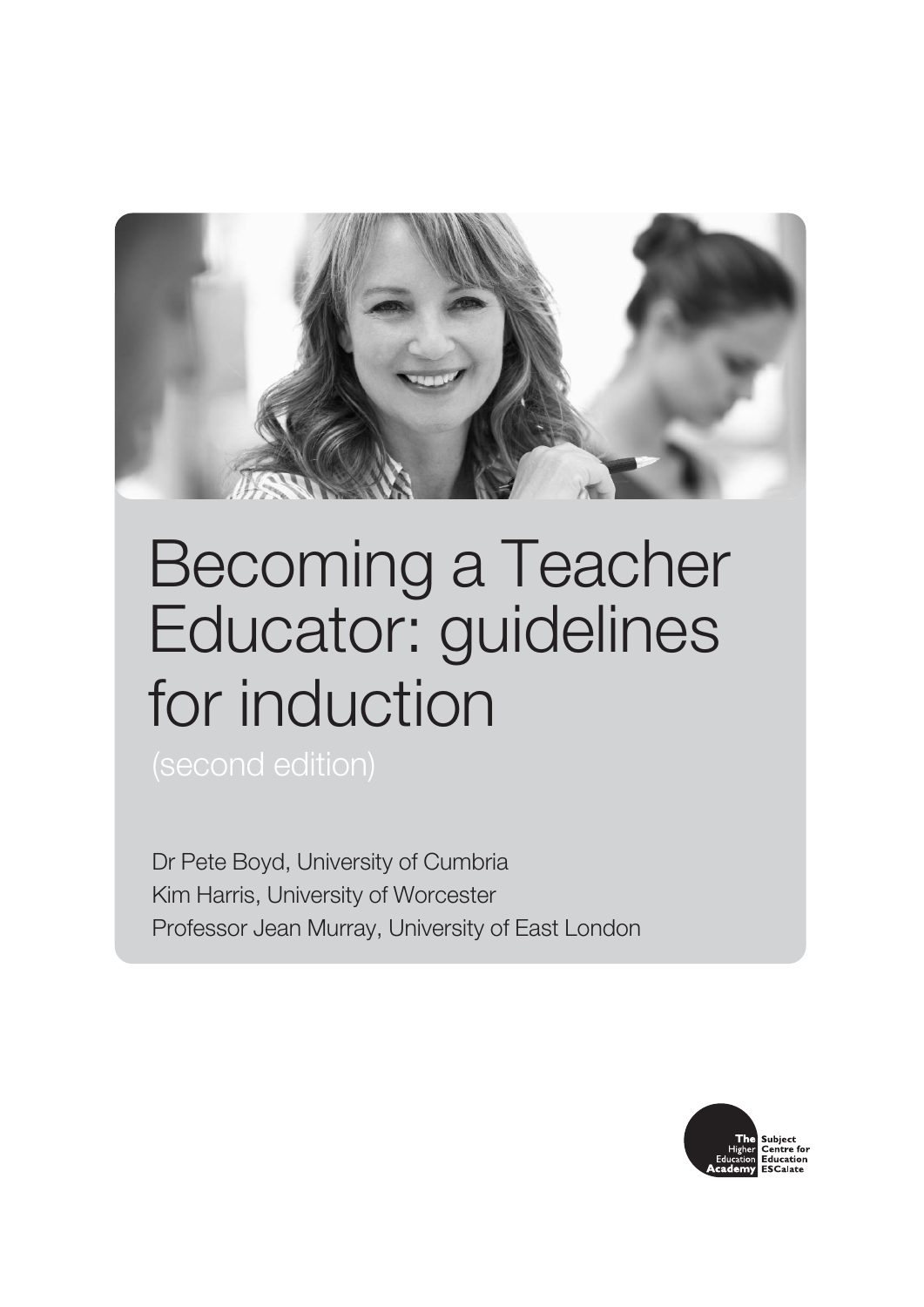# Becoming a Teacher Educator: guidelines for induction

(second edition)

Dr Pete Boyd, University of Cumbria
Kim Harris, University of Worcester
Professor Jean Murray, University of East London

The Higher Education Academy
Subject Centre for Education ESCalate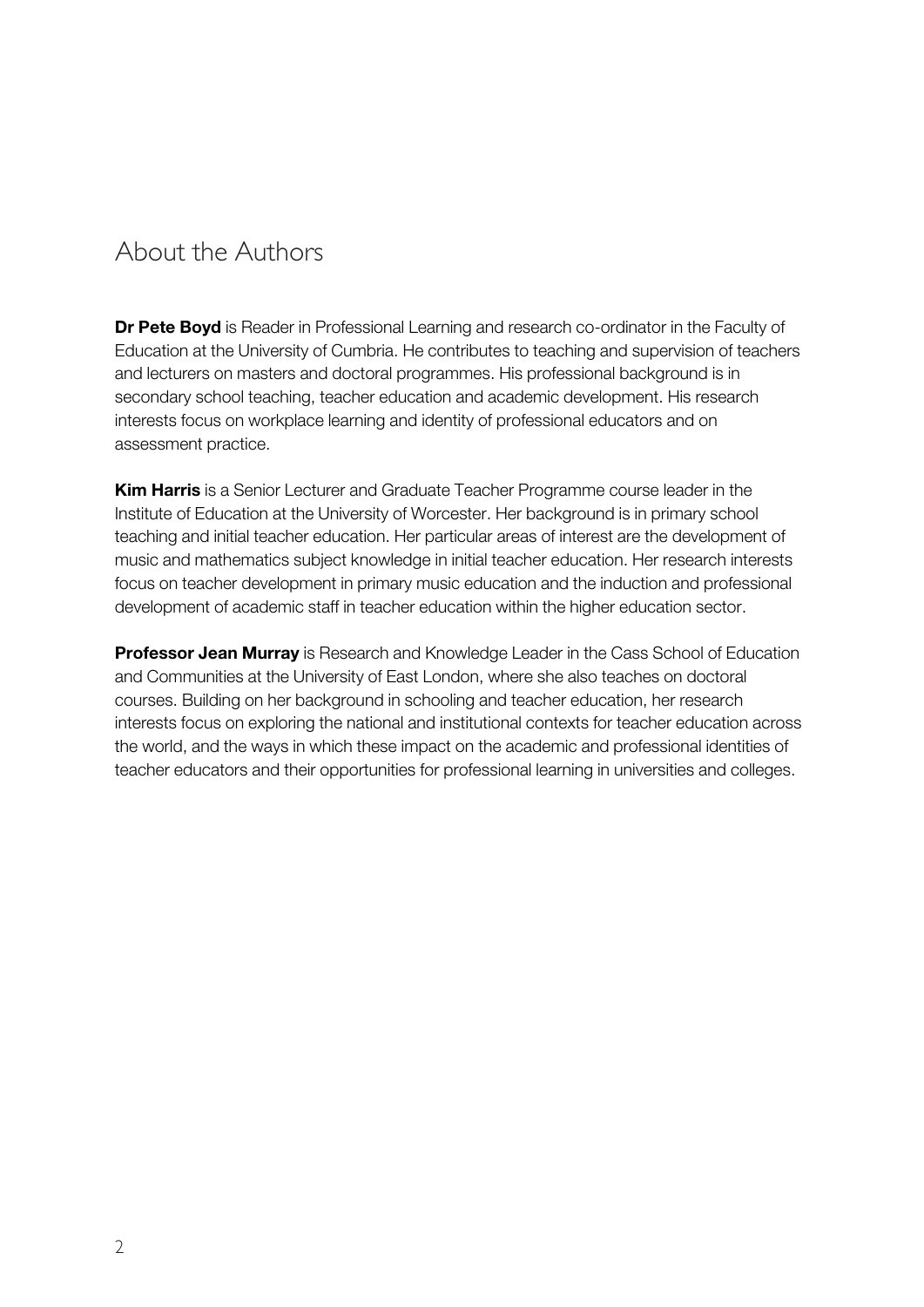## About the Authors

**Dr Pete Boyd** is Reader in Professional Learning and research co-ordinator in the Faculty of Education at the University of Cumbria. He contributes to teaching and supervision of teachers and lecturers on masters and doctoral programmes. His professional background is in secondary school teaching, teacher education and academic development. His research interests focus on workplace learning and identity of professional educators and on assessment practice.

**Kim Harris** is a Senior Lecturer and Graduate Teacher Programme course leader in the Institute of Education at the University of Worcester. Her background is in primary school teaching and initial teacher education. Her particular areas of interest are the development of music and mathematics subject knowledge in initial teacher education. Her research interests focus on teacher development in primary music education and the induction and professional development of academic staff in teacher education within the higher education sector.

**Professor Jean Murray** is Research and Knowledge Leader in the Cass School of Education and Communities at the University of East London, where she also teaches on doctoral courses. Building on her background in schooling and teacher education, her research interests focus on exploring the national and institutional contexts for teacher education across the world, and the ways in which these impact on the academic and professional identities of teacher educators and their opportunities for professional learning in universities and colleges.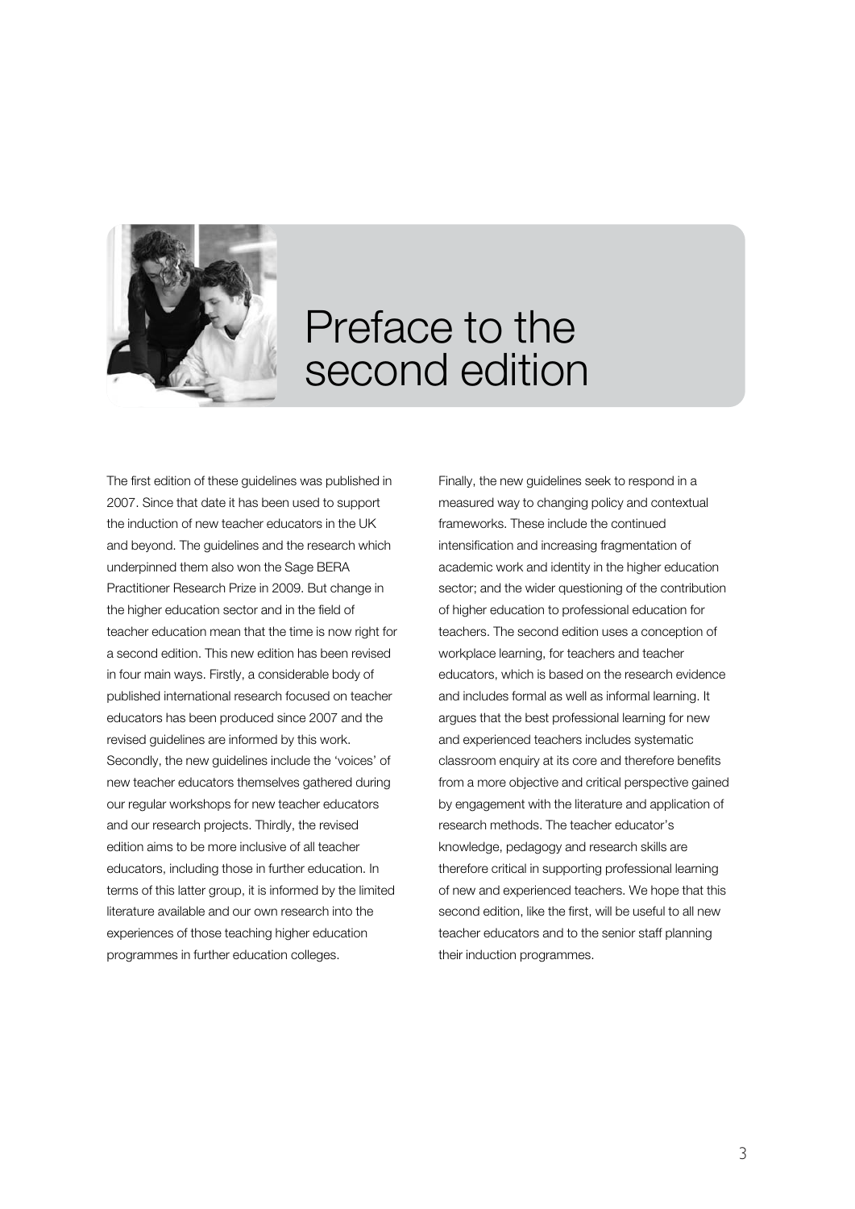# Preface to the second edition

The first edition of these guidelines was published in 2007. Since that date it has been used to support the induction of new teacher educators in the UK and beyond. The guidelines and the research which underpinned them also won the Sage BERA Practitioner Research Prize in 2009. But change in the higher education sector and in the field of teacher education mean that the time is now right for a second edition. This new edition has been revised in four main ways. Firstly, a considerable body of published international research focused on teacher educators has been produced since 2007 and the revised guidelines are informed by this work. Secondly, the new guidelines include the 'voices' of new teacher educators themselves gathered during our regular workshops for new teacher educators and our research projects. Thirdly, the revised edition aims to be more inclusive of all teacher educators, including those in further education. In terms of this latter group, it is informed by the limited literature available and our own research into the experiences of those teaching higher education programmes in further education colleges.

Finally, the new guidelines seek to respond in a measured way to changing policy and contextual frameworks. These include the continued intensification and increasing fragmentation of academic work and identity in the higher education sector; and the wider questioning of the contribution of higher education to professional education for teachers. The second edition uses a conception of workplace learning, for teachers and teacher educators, which is based on the research evidence and includes formal as well as informal learning. It argues that the best professional learning for new and experienced teachers includes systematic classroom enquiry at its core and therefore benefits from a more objective and critical perspective gained by engagement with the literature and application of research methods. The teacher educator's knowledge, pedagogy and research skills are therefore critical in supporting professional learning of new and experienced teachers. We hope that this second edition, like the first, will be useful to all new teacher educators and to the senior staff planning their induction programmes.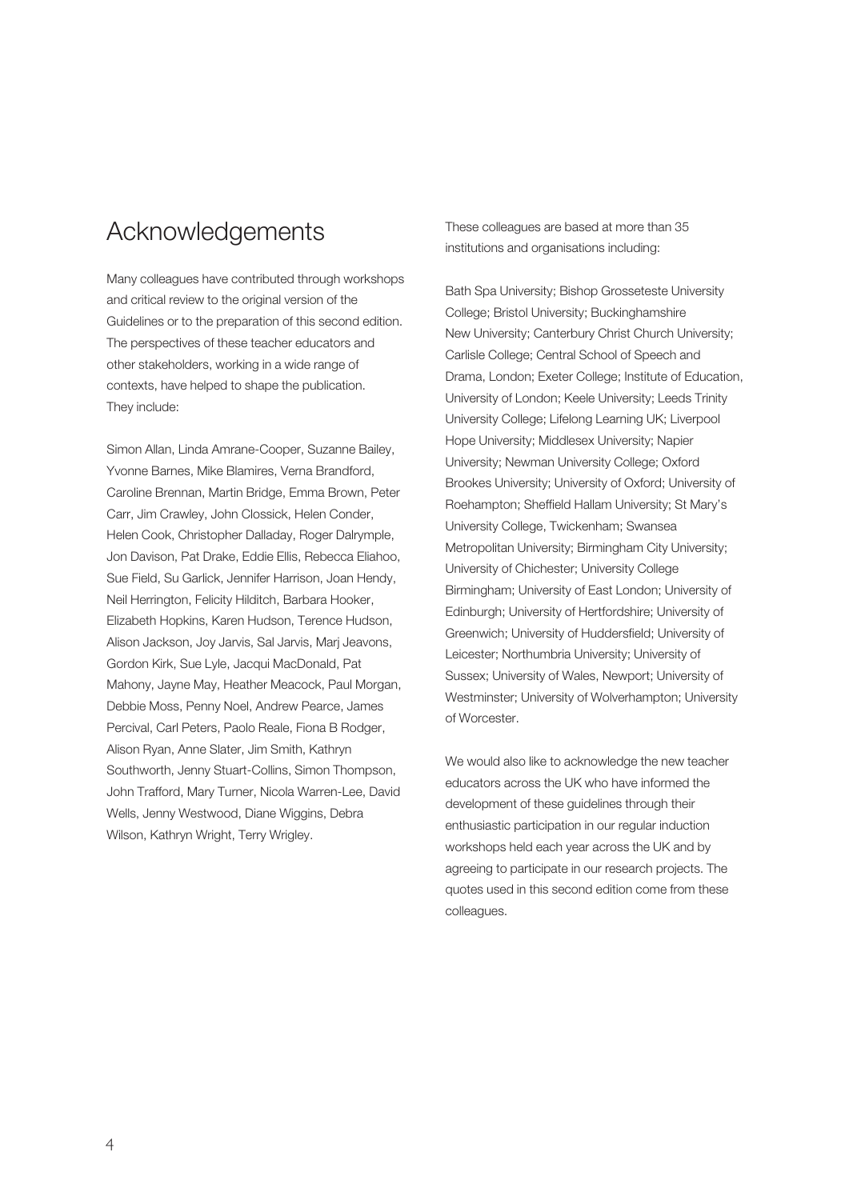# Acknowledgements

Many colleagues have contributed through workshops and critical review to the original version of the Guidelines or to the preparation of this second edition. The perspectives of these teacher educators and other stakeholders, working in a wide range of contexts, have helped to shape the publication. They include:

Simon Allan, Linda Amrane-Cooper, Suzanne Bailey, Yvonne Barnes, Mike Blamires, Verna Brandford, Caroline Brennan, Martin Bridge, Emma Brown, Peter Carr, Jim Crawley, John Clossick, Helen Conder, Helen Cook, Christopher Dalladay, Roger Dalrymple, Jon Davison, Pat Drake, Eddie Ellis, Rebecca Eliahoo, Sue Field, Su Garlick, Jennifer Harrison, Joan Hendy, Neil Herrington, Felicity Hilditch, Barbara Hooker, Elizabeth Hopkins, Karen Hudson, Terence Hudson, Alison Jackson, Joy Jarvis, Sal Jarvis, Marj Jeavons, Gordon Kirk, Sue Lyle, Jacqui MacDonald, Pat Mahony, Jayne May, Heather Meacock, Paul Morgan, Debbie Moss, Penny Noel, Andrew Pearce, James Percival, Carl Peters, Paolo Reale, Fiona B Rodger, Alison Ryan, Anne Slater, Jim Smith, Kathryn Southworth, Jenny Stuart-Collins, Simon Thompson, John Trafford, Mary Turner, Nicola Warren-Lee, David Wells, Jenny Westwood, Diane Wiggins, Debra Wilson, Kathryn Wright, Terry Wrigley.

These colleagues are based at more than 35 institutions and organisations including:

Bath Spa University; Bishop Grosseteste University College; Bristol University; Buckinghamshire New University; Canterbury Christ Church University; Carlisle College; Central School of Speech and Drama, London; Exeter College; Institute of Education, University of London; Keele University; Leeds Trinity University College; Lifelong Learning UK; Liverpool Hope University; Middlesex University; Napier University; Newman University College; Oxford Brookes University; University of Oxford; University of Roehampton; Sheffield Hallam University; St Mary's University College, Twickenham; Swansea Metropolitan University; Birmingham City University; University of Chichester; University College Birmingham; University of East London; University of Edinburgh; University of Hertfordshire; University of Greenwich; University of Huddersfield; University of Leicester; Northumbria University; University of Sussex; University of Wales, Newport; University of Westminster; University of Wolverhampton; University of Worcester.

We would also like to acknowledge the new teacher educators across the UK who have informed the development of these guidelines through their enthusiastic participation in our regular induction workshops held each year across the UK and by agreeing to participate in our research projects. The quotes used in this second edition come from these colleagues.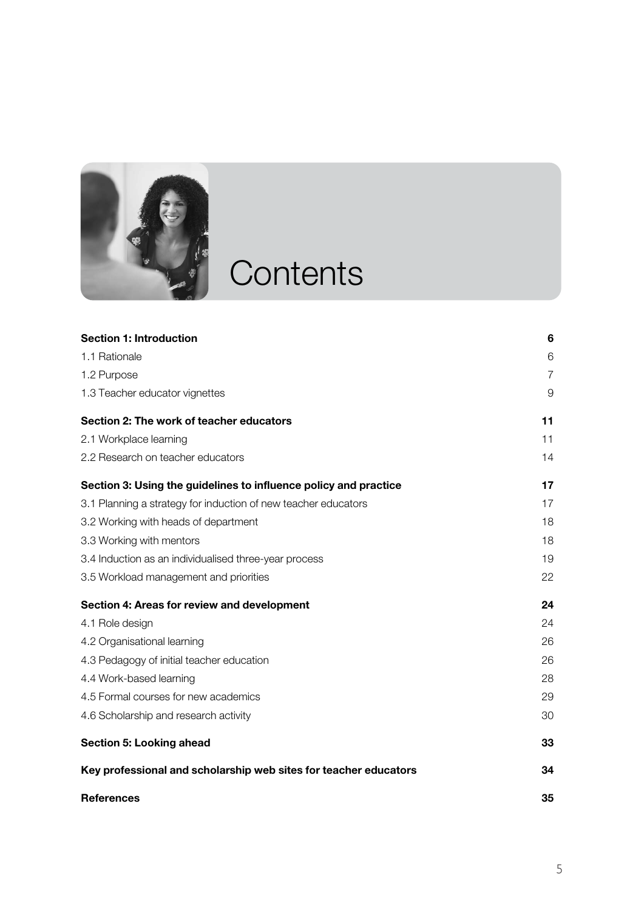# Contents

| | |
|---|---|
| **Section 1: Introduction** | **6** |
| 1.1 Rationale | 6 |
| 1.2 Purpose | 7 |
| 1.3 Teacher educator vignettes | 9 |
| **Section 2: The work of teacher educators** | **11** |
| 2.1 Workplace learning | 11 |
| 2.2 Research on teacher educators | 14 |
| **Section 3: Using the guidelines to influence policy and practice** | **17** |
| 3.1 Planning a strategy for induction of new teacher educators | 17 |
| 3.2 Working with heads of department | 18 |
| 3.3 Working with mentors | 18 |
| 3.4 Induction as an individualised three-year process | 19 |
| 3.5 Workload management and priorities | 22 |
| **Section 4: Areas for review and development** | **24** |
| 4.1 Role design | 24 |
| 4.2 Organisational learning | 26 |
| 4.3 Pedagogy of initial teacher education | 26 |
| 4.4 Work-based learning | 28 |
| 4.5 Formal courses for new academics | 29 |
| 4.6 Scholarship and research activity | 30 |
| **Section 5: Looking ahead** | **33** |
| **Key professional and scholarship web sites for teacher educators** | **34** |
| **References** | **35** |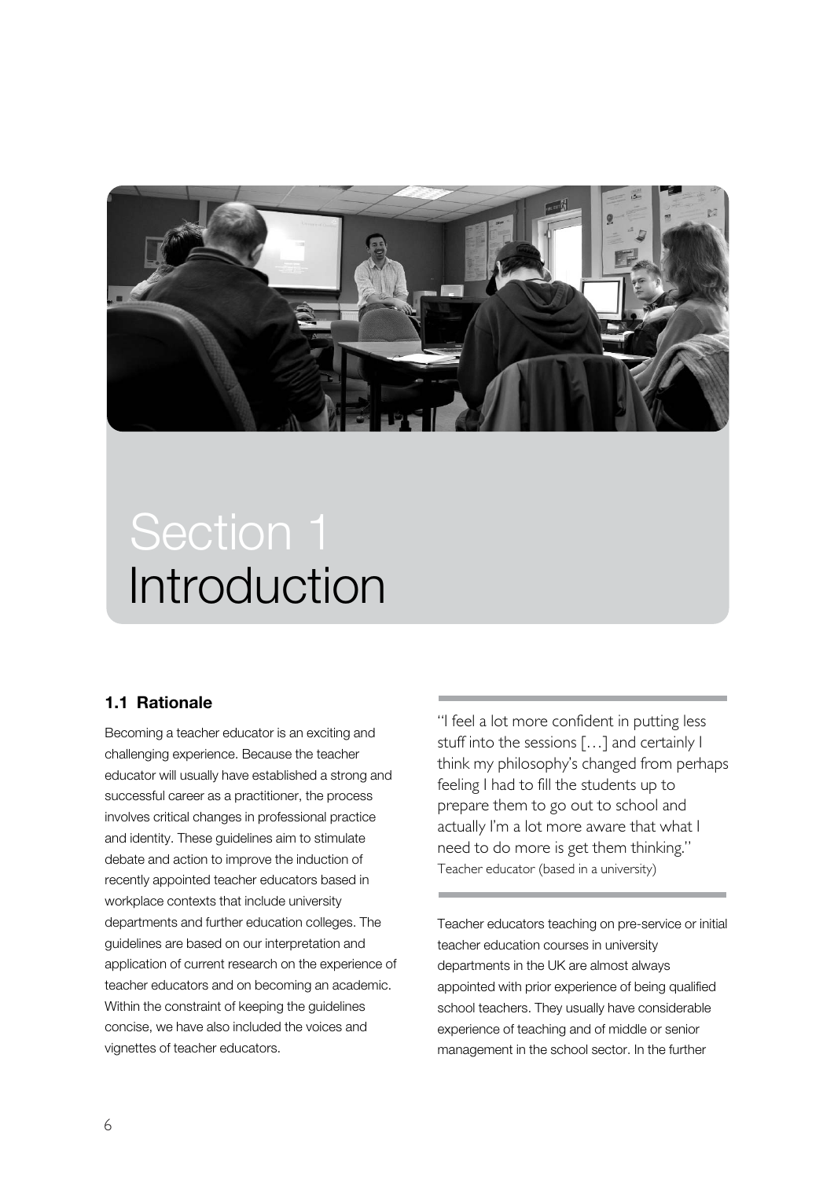# Section 1 Introduction

## 1.1 Rationale

Becoming a teacher educator is an exciting and challenging experience. Because the teacher educator will usually have established a strong and successful career as a practitioner, the process involves critical changes in professional practice and identity. These guidelines aim to stimulate debate and action to improve the induction of recently appointed teacher educators based in workplace contexts that include university departments and further education colleges. The guidelines are based on our interpretation and application of current research on the experience of teacher educators and on becoming an academic. Within the constraint of keeping the guidelines concise, we have also included the voices and vignettes of teacher educators.

> "I feel a lot more confident in putting less stuff into the sessions […] and certainly I think my philosophy's changed from perhaps feeling I had to fill the students up to prepare them to go out to school and actually I'm a lot more aware that what I need to do more is get them thinking."
> Teacher educator (based in a university)

Teacher educators teaching on pre-service or initial teacher education courses in university departments in the UK are almost always appointed with prior experience of being qualified school teachers. They usually have considerable experience of teaching and of middle or senior management in the school sector. In the further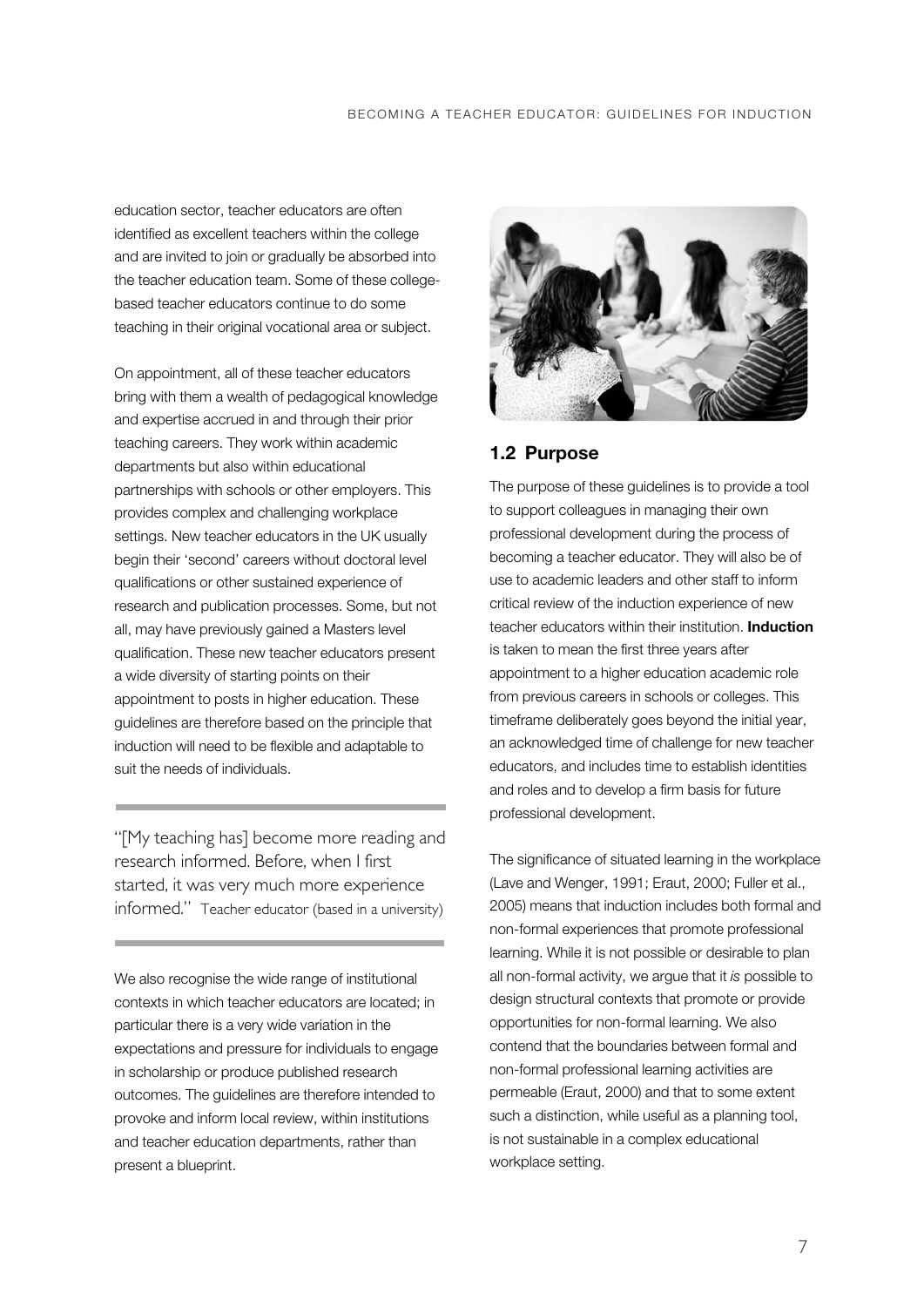education sector, teacher educators are often identified as excellent teachers within the college and are invited to join or gradually be absorbed into the teacher education team. Some of these college-based teacher educators continue to do some teaching in their original vocational area or subject.

On appointment, all of these teacher educators bring with them a wealth of pedagogical knowledge and expertise accrued in and through their prior teaching careers. They work within academic departments but also within educational partnerships with schools or other employers. This provides complex and challenging workplace settings. New teacher educators in the UK usually begin their 'second' careers without doctoral level qualifications or other sustained experience of research and publication processes. Some, but not all, may have previously gained a Masters level qualification. These new teacher educators present a wide diversity of starting points on their appointment to posts in higher education. These guidelines are therefore based on the principle that induction will need to be flexible and adaptable to suit the needs of individuals.

> "[My teaching has] become more reading and research informed. Before, when I first started, it was very much more experience informed." Teacher educator (based in a university)

We also recognise the wide range of institutional contexts in which teacher educators are located; in particular there is a very wide variation in the expectations and pressure for individuals to engage in scholarship or produce published research outcomes. The guidelines are therefore intended to provoke and inform local review, within institutions and teacher education departments, rather than present a blueprint.

## 1.2 Purpose

The purpose of these guidelines is to provide a tool to support colleagues in managing their own professional development during the process of becoming a teacher educator. They will also be of use to academic leaders and other staff to inform critical review of the induction experience of new teacher educators within their institution. **Induction** is taken to mean the first three years after appointment to a higher education academic role from previous careers in schools or colleges. This timeframe deliberately goes beyond the initial year, an acknowledged time of challenge for new teacher educators, and includes time to establish identities and roles and to develop a firm basis for future professional development.

The significance of situated learning in the workplace (Lave and Wenger, 1991; Eraut, 2000; Fuller et al., 2005) means that induction includes both formal and non-formal experiences that promote professional learning. While it is not possible or desirable to plan all non-formal activity, we argue that it *is* possible to design structural contexts that promote or provide opportunities for non-formal learning. We also contend that the boundaries between formal and non-formal professional learning activities are permeable (Eraut, 2000) and that to some extent such a distinction, while useful as a planning tool, is not sustainable in a complex educational workplace setting.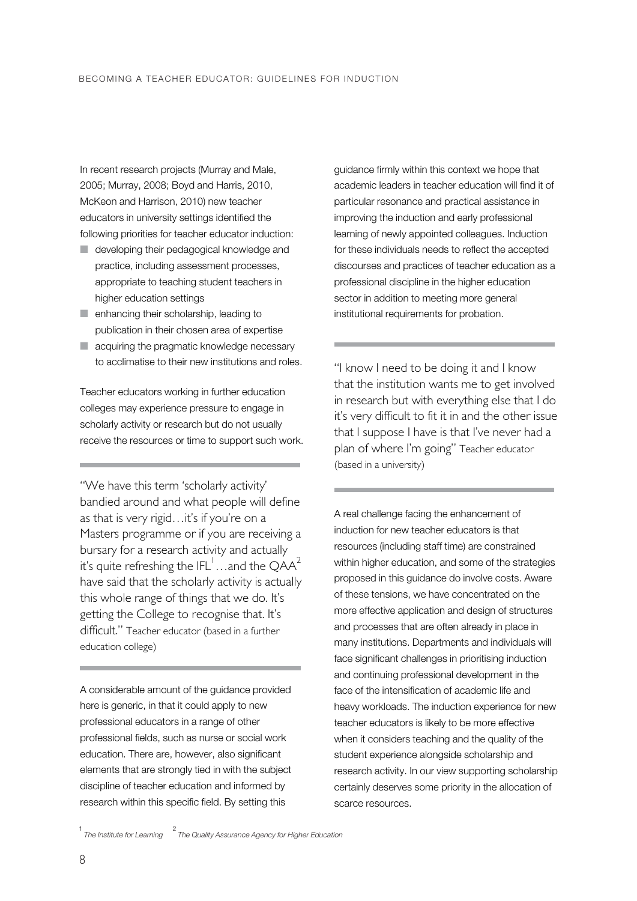In recent research projects (Murray and Male, 2005; Murray, 2008; Boyd and Harris, 2010, McKeon and Harrison, 2010) new teacher educators in university settings identified the following priorities for teacher educator induction:

- developing their pedagogical knowledge and practice, including assessment processes, appropriate to teaching student teachers in higher education settings
- enhancing their scholarship, leading to publication in their chosen area of expertise
- acquiring the pragmatic knowledge necessary to acclimatise to their new institutions and roles.

Teacher educators working in further education colleges may experience pressure to engage in scholarly activity or research but do not usually receive the resources or time to support such work.

> "We have this term 'scholarly activity' bandied around and what people will define as that is very rigid…it's if you're on a Masters programme or if you are receiving a bursary for a research activity and actually it's quite refreshing the IFL[1]…and the QAA[2] have said that the scholarly activity is actually this whole range of things that we do. It's getting the College to recognise that. It's difficult." Teacher educator (based in a further education college)

A considerable amount of the guidance provided here is generic, in that it could apply to new professional educators in a range of other professional fields, such as nurse or social work education. There are, however, also significant elements that are strongly tied in with the subject discipline of teacher education and informed by research within this specific field. By setting this guidance firmly within this context we hope that academic leaders in teacher education will find it of particular resonance and practical assistance in improving the induction and early professional learning of newly appointed colleagues. Induction for these individuals needs to reflect the accepted discourses and practices of teacher education as a professional discipline in the higher education sector in addition to meeting more general institutional requirements for probation.

> "I know I need to be doing it and I know that the institution wants me to get involved in research but with everything else that I do it's very difficult to fit it in and the other issue that I suppose I have is that I've never had a plan of where I'm going" Teacher educator (based in a university)

A real challenge facing the enhancement of induction for new teacher educators is that resources (including staff time) are constrained within higher education, and some of the strategies proposed in this guidance do involve costs. Aware of these tensions, we have concentrated on the more effective application and design of structures and processes that are often already in place in many institutions. Departments and individuals will face significant challenges in prioritising induction and continuing professional development in the face of the intensification of academic life and heavy workloads. The induction experience for new teacher educators is likely to be more effective when it considers teaching and the quality of the student experience alongside scholarship and research activity. In our view supporting scholarship certainly deserves some priority in the allocation of scarce resources.

[1] *The Institute for Learning* [2] *The Quality Assurance Agency for Higher Education*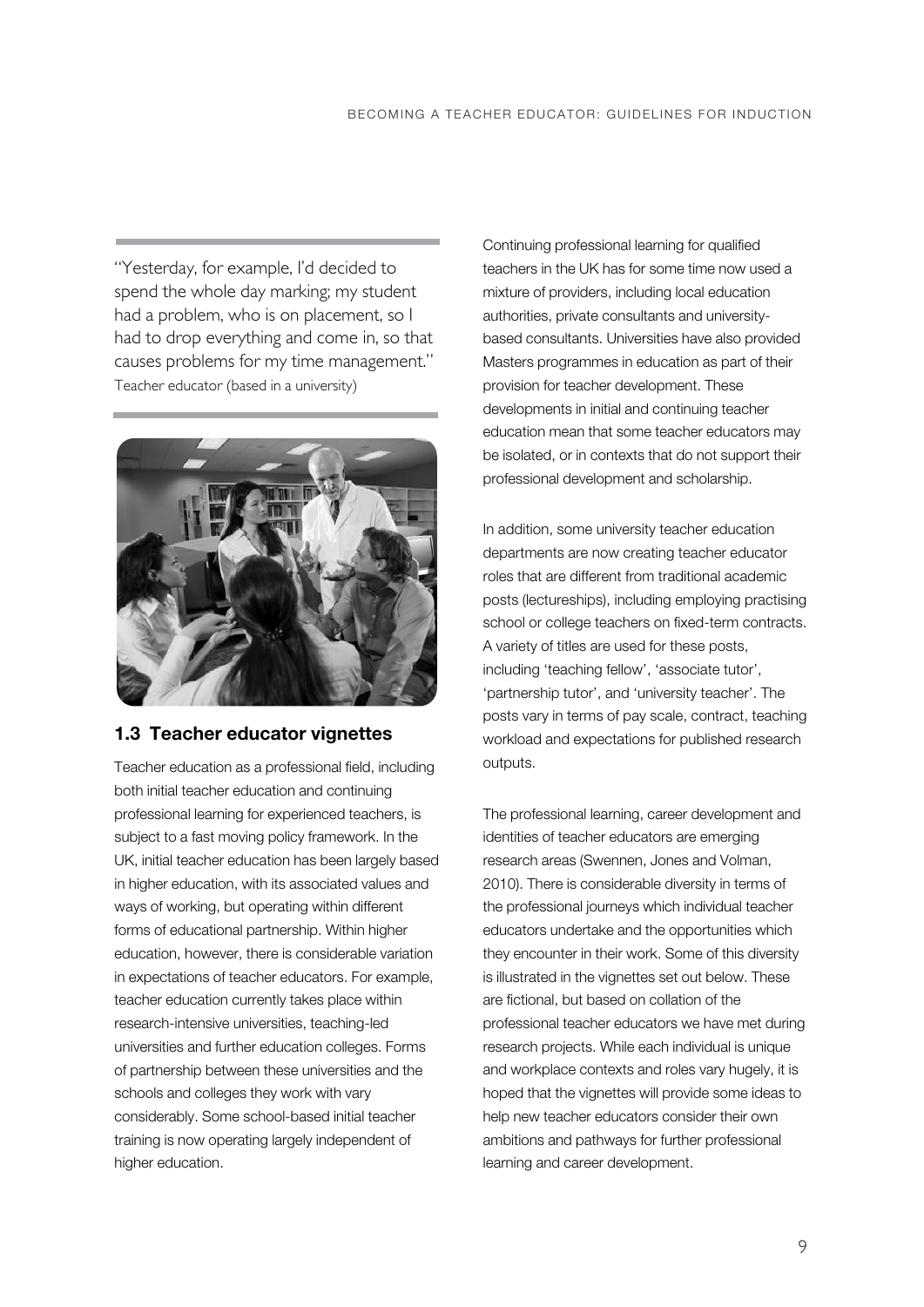"Yesterday, for example, I'd decided to spend the whole day marking; my student had a problem, who is on placement, so I had to drop everything and come in, so that causes problems for my time management."
Teacher educator (based in a university)

## 1.3 Teacher educator vignettes

Teacher education as a professional field, including both initial teacher education and continuing professional learning for experienced teachers, is subject to a fast moving policy framework. In the UK, initial teacher education has been largely based in higher education, with its associated values and ways of working, but operating within different forms of educational partnership. Within higher education, however, there is considerable variation in expectations of teacher educators. For example, teacher education currently takes place within research-intensive universities, teaching-led universities and further education colleges. Forms of partnership between these universities and the schools and colleges they work with vary considerably. Some school-based initial teacher training is now operating largely independent of higher education.

Continuing professional learning for qualified teachers in the UK has for some time now used a mixture of providers, including local education authorities, private consultants and university-based consultants. Universities have also provided Masters programmes in education as part of their provision for teacher development. These developments in initial and continuing teacher education mean that some teacher educators may be isolated, or in contexts that do not support their professional development and scholarship.

In addition, some university teacher education departments are now creating teacher educator roles that are different from traditional academic posts (lectureships), including employing practising school or college teachers on fixed-term contracts. A variety of titles are used for these posts, including 'teaching fellow', 'associate tutor', 'partnership tutor', and 'university teacher'. The posts vary in terms of pay scale, contract, teaching workload and expectations for published research outputs.

The professional learning, career development and identities of teacher educators are emerging research areas (Swennen, Jones and Volman, 2010). There is considerable diversity in terms of the professional journeys which individual teacher educators undertake and the opportunities which they encounter in their work. Some of this diversity is illustrated in the vignettes set out below. These are fictional, but based on collation of the professional teacher educators we have met during research projects. While each individual is unique and workplace contexts and roles vary hugely, it is hoped that the vignettes will provide some ideas to help new teacher educators consider their own ambitions and pathways for further professional learning and career development.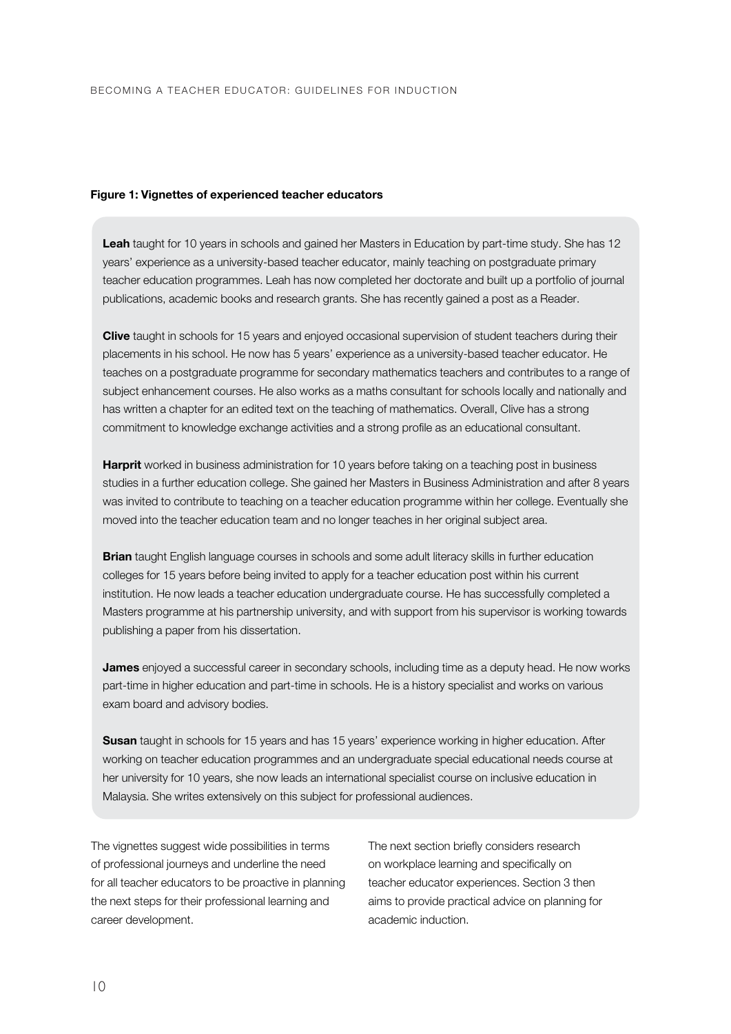**Figure 1: Vignettes of experienced teacher educators**

**Leah** taught for 10 years in schools and gained her Masters in Education by part-time study. She has 12 years' experience as a university-based teacher educator, mainly teaching on postgraduate primary teacher education programmes. Leah has now completed her doctorate and built up a portfolio of journal publications, academic books and research grants. She has recently gained a post as a Reader.

**Clive** taught in schools for 15 years and enjoyed occasional supervision of student teachers during their placements in his school. He now has 5 years' experience as a university-based teacher educator. He teaches on a postgraduate programme for secondary mathematics teachers and contributes to a range of subject enhancement courses. He also works as a maths consultant for schools locally and nationally and has written a chapter for an edited text on the teaching of mathematics. Overall, Clive has a strong commitment to knowledge exchange activities and a strong profile as an educational consultant.

**Harprit** worked in business administration for 10 years before taking on a teaching post in business studies in a further education college. She gained her Masters in Business Administration and after 8 years was invited to contribute to teaching on a teacher education programme within her college. Eventually she moved into the teacher education team and no longer teaches in her original subject area.

**Brian** taught English language courses in schools and some adult literacy skills in further education colleges for 15 years before being invited to apply for a teacher education post within his current institution. He now leads a teacher education undergraduate course. He has successfully completed a Masters programme at his partnership university, and with support from his supervisor is working towards publishing a paper from his dissertation.

**James** enjoyed a successful career in secondary schools, including time as a deputy head. He now works part-time in higher education and part-time in schools. He is a history specialist and works on various exam board and advisory bodies.

**Susan** taught in schools for 15 years and has 15 years' experience working in higher education. After working on teacher education programmes and an undergraduate special educational needs course at her university for 10 years, she now leads an international specialist course on inclusive education in Malaysia. She writes extensively on this subject for professional audiences.

The vignettes suggest wide possibilities in terms of professional journeys and underline the need for all teacher educators to be proactive in planning the next steps for their professional learning and career development.

The next section briefly considers research on workplace learning and specifically on teacher educator experiences. Section 3 then aims to provide practical advice on planning for academic induction.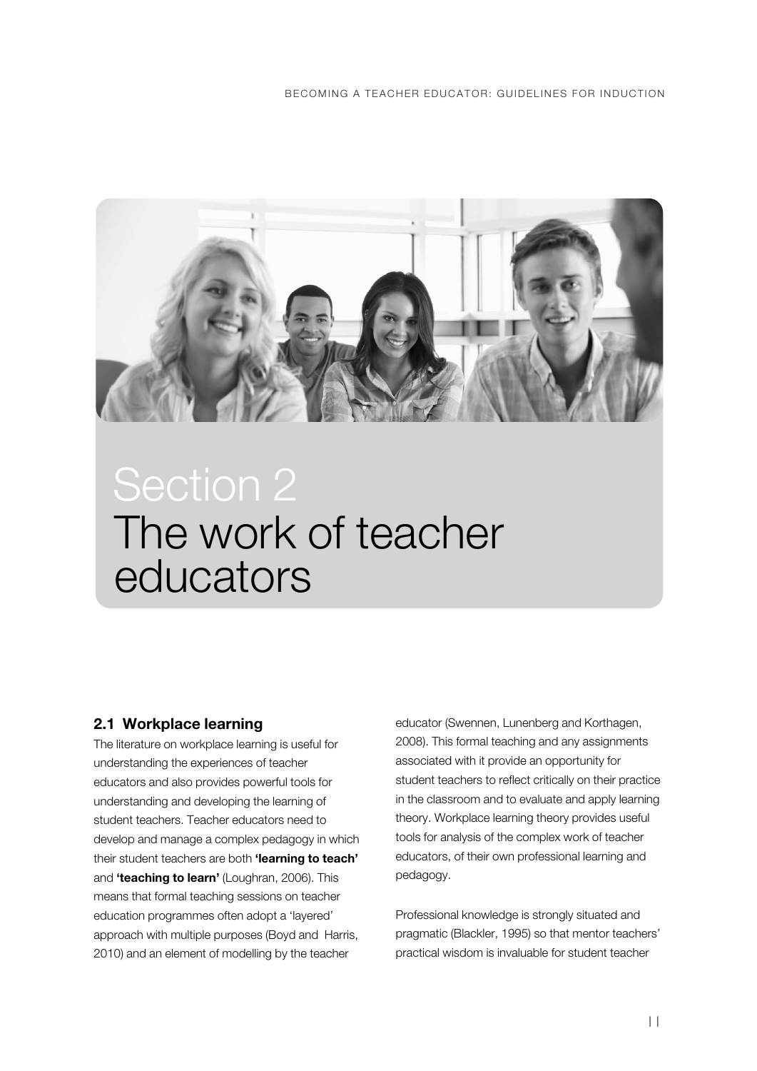# Section 2
# The work of teacher educators

## 2.1 Workplace learning

The literature on workplace learning is useful for understanding the experiences of teacher educators and also provides powerful tools for understanding and developing the learning of student teachers. Teacher educators need to develop and manage a complex pedagogy in which their student teachers are both **'learning to teach'** and **'teaching to learn'** (Loughran, 2006). This means that formal teaching sessions on teacher education programmes often adopt a 'layered' approach with multiple purposes (Boyd and Harris, 2010) and an element of modelling by the teacher educator (Swennen, Lunenberg and Korthagen, 2008). This formal teaching and any assignments associated with it provide an opportunity for student teachers to reflect critically on their practice in the classroom and to evaluate and apply learning theory. Workplace learning theory provides useful tools for analysis of the complex work of teacher educators, of their own professional learning and pedagogy.

Professional knowledge is strongly situated and pragmatic (Blackler, 1995) so that mentor teachers' practical wisdom is invaluable for student teacher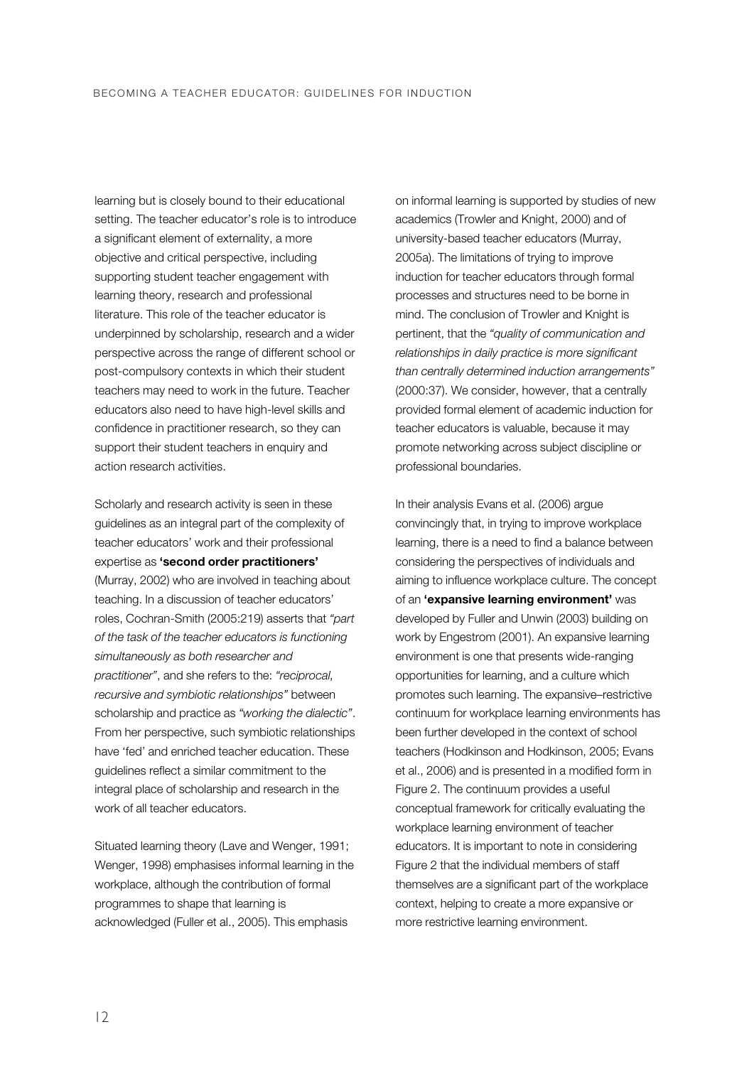learning but is closely bound to their educational setting. The teacher educator's role is to introduce a significant element of externality, a more objective and critical perspective, including supporting student teacher engagement with learning theory, research and professional literature. This role of the teacher educator is underpinned by scholarship, research and a wider perspective across the range of different school or post-compulsory contexts in which their student teachers may need to work in the future. Teacher educators also need to have high-level skills and confidence in practitioner research, so they can support their student teachers in enquiry and action research activities.

Scholarly and research activity is seen in these guidelines as an integral part of the complexity of teacher educators' work and their professional expertise as **'second order practitioners'** (Murray, 2002) who are involved in teaching about teaching. In a discussion of teacher educators' roles, Cochran-Smith (2005:219) asserts that *"part of the task of the teacher educators is functioning simultaneously as both researcher and practitioner"*, and she refers to the: *"reciprocal, recursive and symbiotic relationships"* between scholarship and practice as *"working the dialectic"*. From her perspective, such symbiotic relationships have 'fed' and enriched teacher education. These guidelines reflect a similar commitment to the integral place of scholarship and research in the work of all teacher educators.

Situated learning theory (Lave and Wenger, 1991; Wenger, 1998) emphasises informal learning in the workplace, although the contribution of formal programmes to shape that learning is acknowledged (Fuller et al., 2005). This emphasis on informal learning is supported by studies of new academics (Trowler and Knight, 2000) and of university-based teacher educators (Murray, 2005a). The limitations of trying to improve induction for teacher educators through formal processes and structures need to be borne in mind. The conclusion of Trowler and Knight is pertinent, that the *"quality of communication and relationships in daily practice is more significant than centrally determined induction arrangements"* (2000:37). We consider, however, that a centrally provided formal element of academic induction for teacher educators is valuable, because it may promote networking across subject discipline or professional boundaries.

In their analysis Evans et al. (2006) argue convincingly that, in trying to improve workplace learning, there is a need to find a balance between considering the perspectives of individuals and aiming to influence workplace culture. The concept of an **'expansive learning environment'** was developed by Fuller and Unwin (2003) building on work by Engestrom (2001). An expansive learning environment is one that presents wide-ranging opportunities for learning, and a culture which promotes such learning. The expansive–restrictive continuum for workplace learning environments has been further developed in the context of school teachers (Hodkinson and Hodkinson, 2005; Evans et al., 2006) and is presented in a modified form in Figure 2. The continuum provides a useful conceptual framework for critically evaluating the workplace learning environment of teacher educators. It is important to note in considering Figure 2 that the individual members of staff themselves are a significant part of the workplace context, helping to create a more expansive or more restrictive learning environment.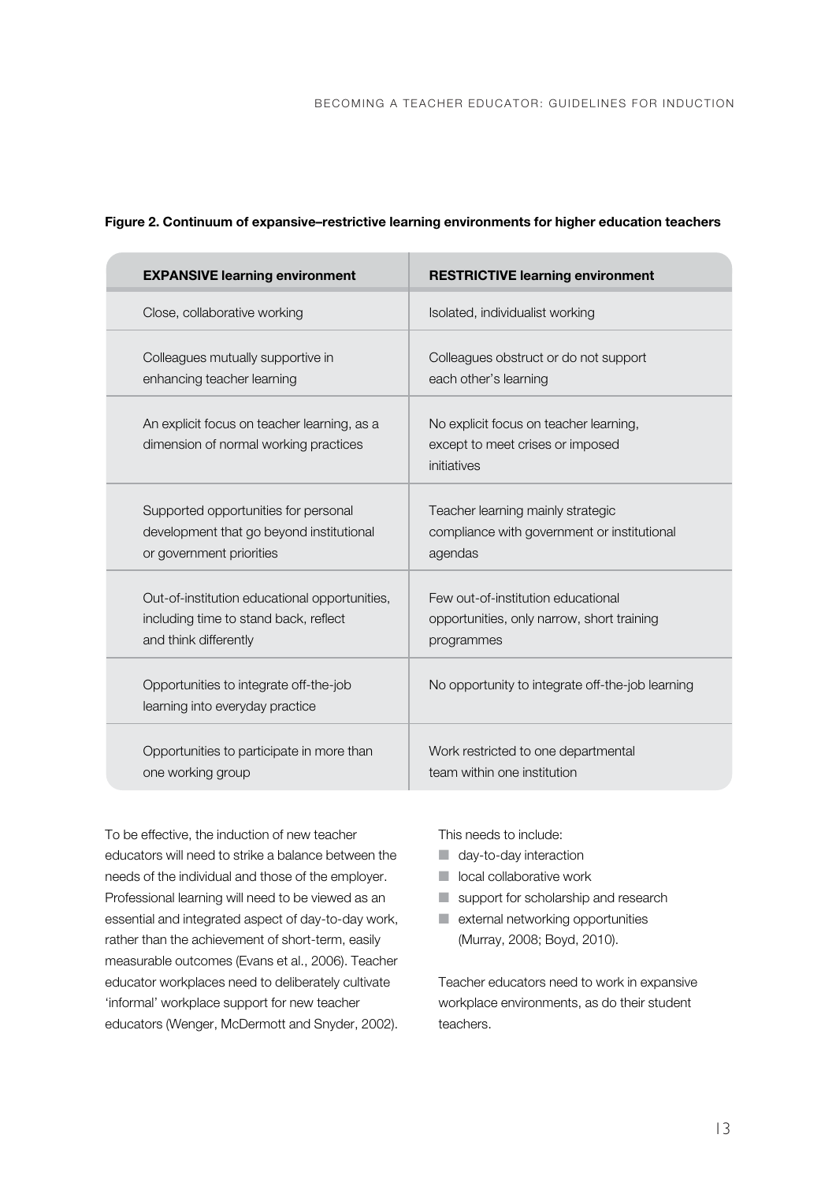**Figure 2. Continuum of expansive–restrictive learning environments for higher education teachers**

| EXPANSIVE learning environment | RESTRICTIVE learning environment |
| --- | --- |
| Close, collaborative working | Isolated, individualist working |
| Colleagues mutually supportive in enhancing teacher learning | Colleagues obstruct or do not support each other's learning |
| An explicit focus on teacher learning, as a dimension of normal working practices | No explicit focus on teacher learning, except to meet crises or imposed initiatives |
| Supported opportunities for personal development that go beyond institutional or government priorities | Teacher learning mainly strategic compliance with government or institutional agendas |
| Out-of-institution educational opportunities, including time to stand back, reflect and think differently | Few out-of-institution educational opportunities, only narrow, short training programmes |
| Opportunities to integrate off-the-job learning into everyday practice | No opportunity to integrate off-the-job learning |
| Opportunities to participate in more than one working group | Work restricted to one departmental team within one institution |

To be effective, the induction of new teacher educators will need to strike a balance between the needs of the individual and those of the employer. Professional learning will need to be viewed as an essential and integrated aspect of day-to-day work, rather than the achievement of short-term, easily measurable outcomes (Evans et al., 2006). Teacher educator workplaces need to deliberately cultivate 'informal' workplace support for new teacher educators (Wenger, McDermott and Snyder, 2002).

This needs to include:

- day-to-day interaction
- local collaborative work
- support for scholarship and research
- external networking opportunities (Murray, 2008; Boyd, 2010).

Teacher educators need to work in expansive workplace environments, as do their student teachers.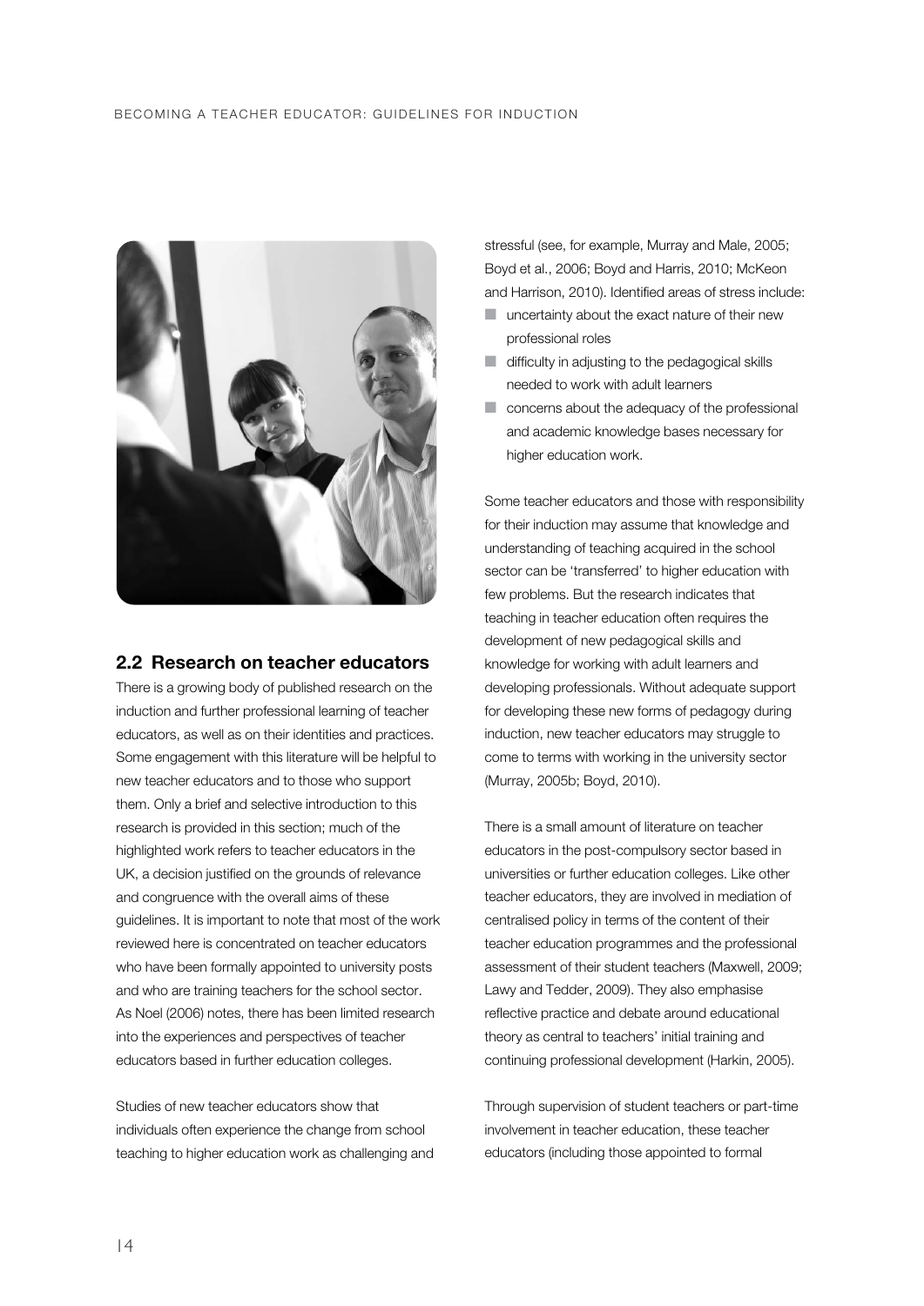## 2.2 Research on teacher educators

There is a growing body of published research on the induction and further professional learning of teacher educators, as well as on their identities and practices. Some engagement with this literature will be helpful to new teacher educators and to those who support them. Only a brief and selective introduction to this research is provided in this section; much of the highlighted work refers to teacher educators in the UK, a decision justified on the grounds of relevance and congruence with the overall aims of these guidelines. It is important to note that most of the work reviewed here is concentrated on teacher educators who have been formally appointed to university posts and who are training teachers for the school sector. As Noel (2006) notes, there has been limited research into the experiences and perspectives of teacher educators based in further education colleges.

Studies of new teacher educators show that individuals often experience the change from school teaching to higher education work as challenging and stressful (see, for example, Murray and Male, 2005; Boyd et al., 2006; Boyd and Harris, 2010; McKeon and Harrison, 2010). Identified areas of stress include:

- uncertainty about the exact nature of their new professional roles
- difficulty in adjusting to the pedagogical skills needed to work with adult learners
- concerns about the adequacy of the professional and academic knowledge bases necessary for higher education work.

Some teacher educators and those with responsibility for their induction may assume that knowledge and understanding of teaching acquired in the school sector can be 'transferred' to higher education with few problems. But the research indicates that teaching in teacher education often requires the development of new pedagogical skills and knowledge for working with adult learners and developing professionals. Without adequate support for developing these new forms of pedagogy during induction, new teacher educators may struggle to come to terms with working in the university sector (Murray, 2005b; Boyd, 2010).

There is a small amount of literature on teacher educators in the post-compulsory sector based in universities or further education colleges. Like other teacher educators, they are involved in mediation of centralised policy in terms of the content of their teacher education programmes and the professional assessment of their student teachers (Maxwell, 2009; Lawy and Tedder, 2009). They also emphasise reflective practice and debate around educational theory as central to teachers' initial training and continuing professional development (Harkin, 2005).

Through supervision of student teachers or part-time involvement in teacher education, these teacher educators (including those appointed to formal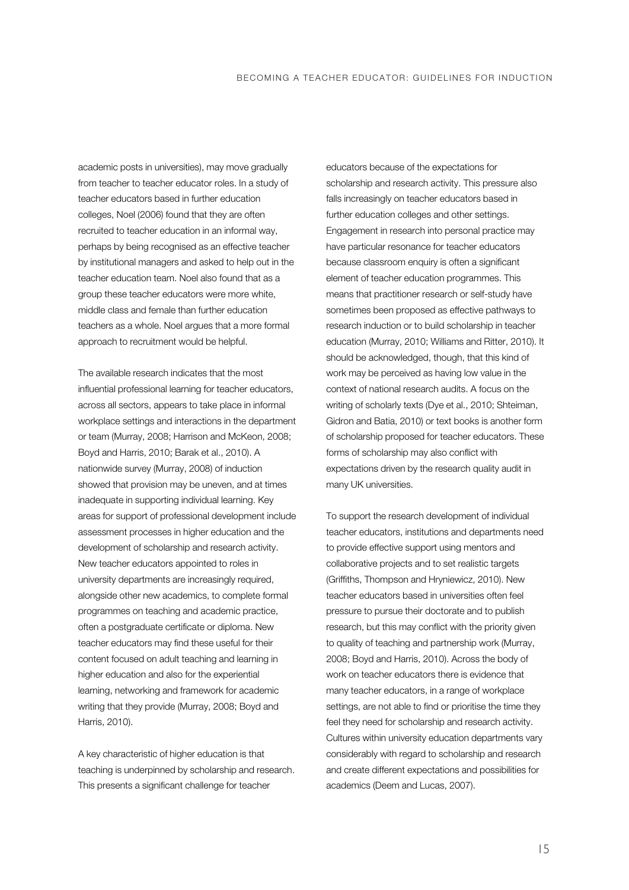academic posts in universities), may move gradually from teacher to teacher educator roles. In a study of teacher educators based in further education colleges, Noel (2006) found that they are often recruited to teacher education in an informal way, perhaps by being recognised as an effective teacher by institutional managers and asked to help out in the teacher education team. Noel also found that as a group these teacher educators were more white, middle class and female than further education teachers as a whole. Noel argues that a more formal approach to recruitment would be helpful.

The available research indicates that the most influential professional learning for teacher educators, across all sectors, appears to take place in informal workplace settings and interactions in the department or team (Murray, 2008; Harrison and McKeon, 2008; Boyd and Harris, 2010; Barak et al., 2010). A nationwide survey (Murray, 2008) of induction showed that provision may be uneven, and at times inadequate in supporting individual learning. Key areas for support of professional development include assessment processes in higher education and the development of scholarship and research activity. New teacher educators appointed to roles in university departments are increasingly required, alongside other new academics, to complete formal programmes on teaching and academic practice, often a postgraduate certificate or diploma. New teacher educators may find these useful for their content focused on adult teaching and learning in higher education and also for the experiential learning, networking and framework for academic writing that they provide (Murray, 2008; Boyd and Harris, 2010).

A key characteristic of higher education is that teaching is underpinned by scholarship and research. This presents a significant challenge for teacher educators because of the expectations for scholarship and research activity. This pressure also falls increasingly on teacher educators based in further education colleges and other settings. Engagement in research into personal practice may have particular resonance for teacher educators because classroom enquiry is often a significant element of teacher education programmes. This means that practitioner research or self-study have sometimes been proposed as effective pathways to research induction or to build scholarship in teacher education (Murray, 2010; Williams and Ritter, 2010). It should be acknowledged, though, that this kind of work may be perceived as having low value in the context of national research audits. A focus on the writing of scholarly texts (Dye et al., 2010; Shteiman, Gidron and Batia, 2010) or text books is another form of scholarship proposed for teacher educators. These forms of scholarship may also conflict with expectations driven by the research quality audit in many UK universities.

To support the research development of individual teacher educators, institutions and departments need to provide effective support using mentors and collaborative projects and to set realistic targets (Griffiths, Thompson and Hryniewicz, 2010). New teacher educators based in universities often feel pressure to pursue their doctorate and to publish research, but this may conflict with the priority given to quality of teaching and partnership work (Murray, 2008; Boyd and Harris, 2010). Across the body of work on teacher educators there is evidence that many teacher educators, in a range of workplace settings, are not able to find or prioritise the time they feel they need for scholarship and research activity. Cultures within university education departments vary considerably with regard to scholarship and research and create different expectations and possibilities for academics (Deem and Lucas, 2007).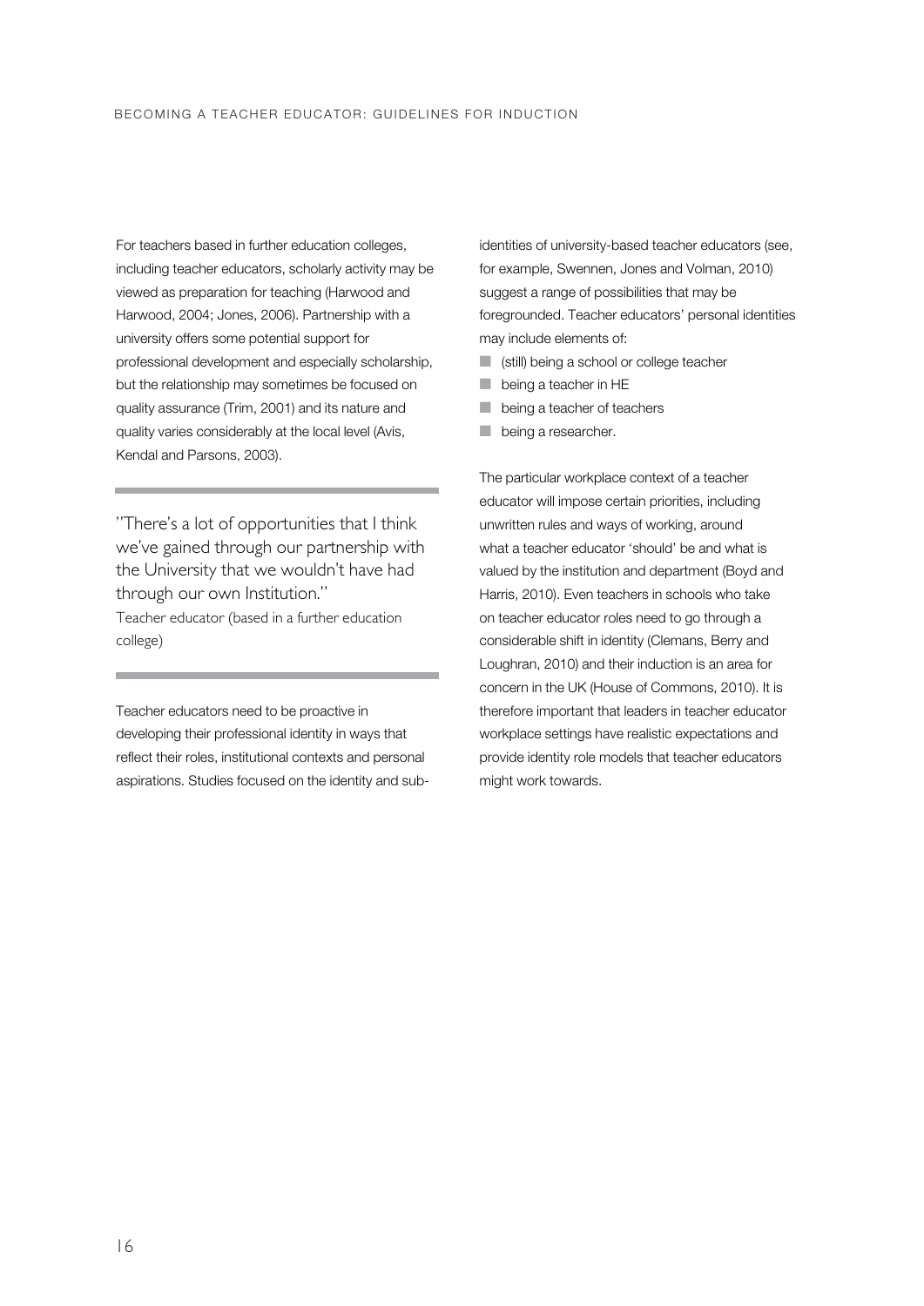For teachers based in further education colleges, including teacher educators, scholarly activity may be viewed as preparation for teaching (Harwood and Harwood, 2004; Jones, 2006). Partnership with a university offers some potential support for professional development and especially scholarship, but the relationship may sometimes be focused on quality assurance (Trim, 2001) and its nature and quality varies considerably at the local level (Avis, Kendal and Parsons, 2003).

> "There's a lot of opportunities that I think we've gained through our partnership with the University that we wouldn't have had through our own Institution."
>
> Teacher educator (based in a further education college)

Teacher educators need to be proactive in developing their professional identity in ways that reflect their roles, institutional contexts and personal aspirations. Studies focused on the identity and sub-identities of university-based teacher educators (see, for example, Swennen, Jones and Volman, 2010) suggest a range of possibilities that may be foregrounded. Teacher educators' personal identities may include elements of:

- (still) being a school or college teacher
- being a teacher in HE
- being a teacher of teachers
- being a researcher.

The particular workplace context of a teacher educator will impose certain priorities, including unwritten rules and ways of working, around what a teacher educator 'should' be and what is valued by the institution and department (Boyd and Harris, 2010). Even teachers in schools who take on teacher educator roles need to go through a considerable shift in identity (Clemans, Berry and Loughran, 2010) and their induction is an area for concern in the UK (House of Commons, 2010). It is therefore important that leaders in teacher educator workplace settings have realistic expectations and provide identity role models that teacher educators might work towards.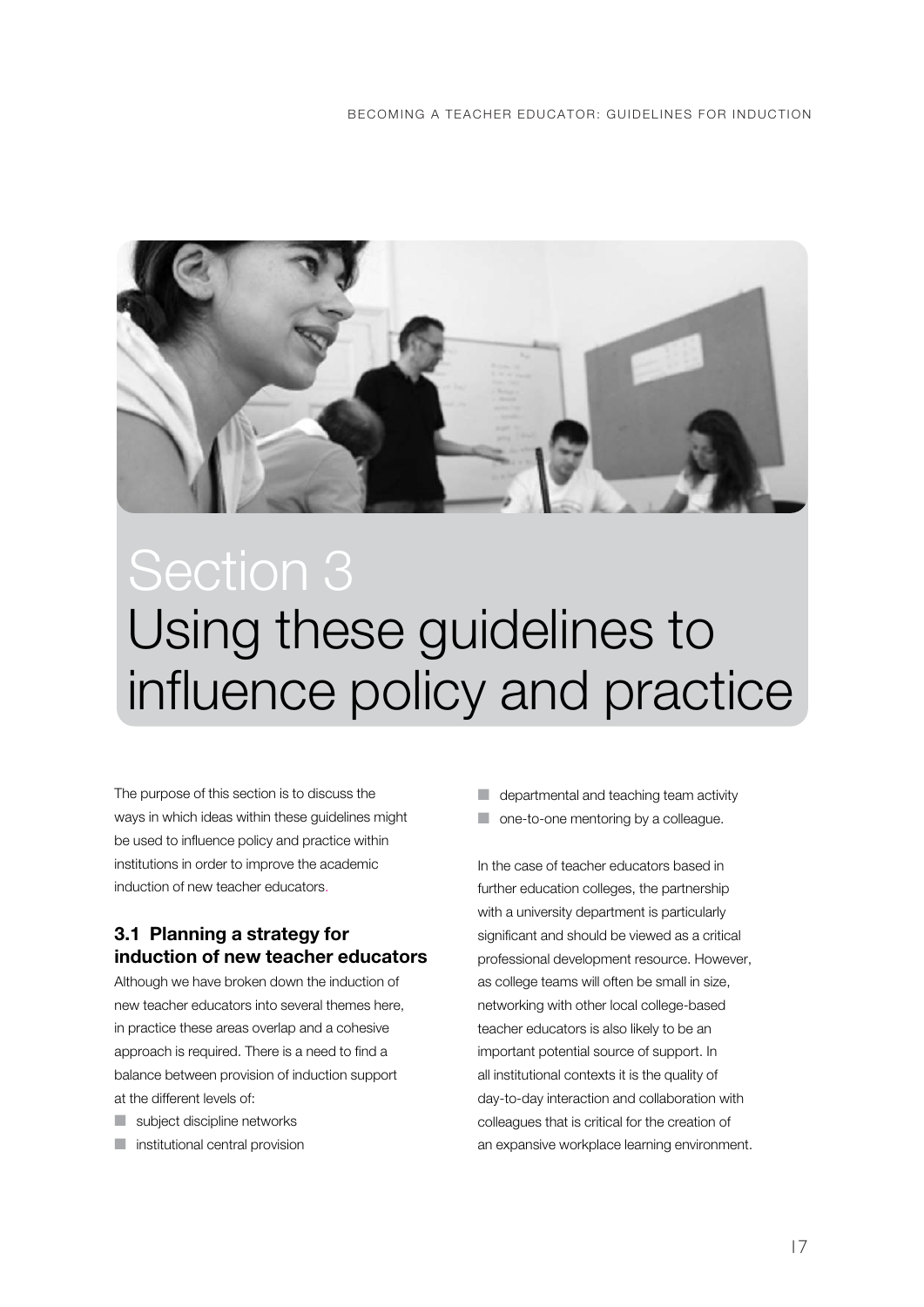# Section 3
# Using these guidelines to influence policy and practice

The purpose of this section is to discuss the ways in which ideas within these guidelines might be used to influence policy and practice within institutions in order to improve the academic induction of new teacher educators.

### 3.1 Planning a strategy for induction of new teacher educators

Although we have broken down the induction of new teacher educators into several themes here, in practice these areas overlap and a cohesive approach is required. There is a need to find a balance between provision of induction support at the different levels of:

- subject discipline networks
- institutional central provision
- departmental and teaching team activity
- one-to-one mentoring by a colleague.

In the case of teacher educators based in further education colleges, the partnership with a university department is particularly significant and should be viewed as a critical professional development resource. However, as college teams will often be small in size, networking with other local college-based teacher educators is also likely to be an important potential source of support. In all institutional contexts it is the quality of day-to-day interaction and collaboration with colleagues that is critical for the creation of an expansive workplace learning environment.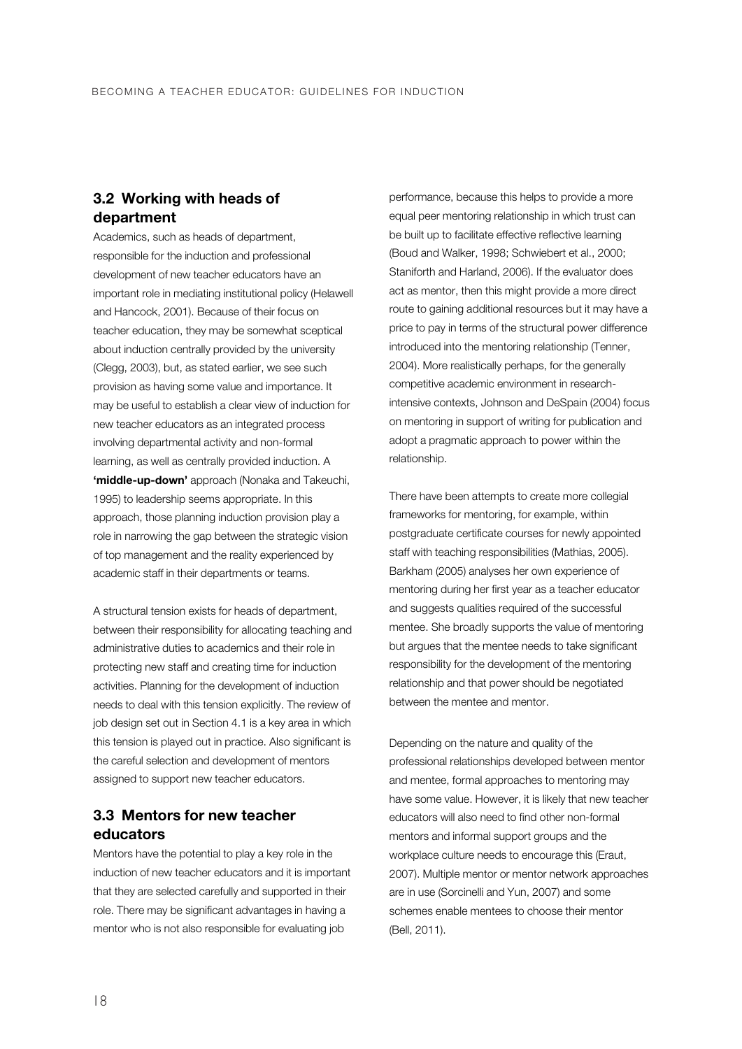## 3.2 Working with heads of department

Academics, such as heads of department, responsible for the induction and professional development of new teacher educators have an important role in mediating institutional policy (Helawell and Hancock, 2001). Because of their focus on teacher education, they may be somewhat sceptical about induction centrally provided by the university (Clegg, 2003), but, as stated earlier, we see such provision as having some value and importance. It may be useful to establish a clear view of induction for new teacher educators as an integrated process involving departmental activity and non-formal learning, as well as centrally provided induction. A **'middle-up-down'** approach (Nonaka and Takeuchi, 1995) to leadership seems appropriate. In this approach, those planning induction provision play a role in narrowing the gap between the strategic vision of top management and the reality experienced by academic staff in their departments or teams.

A structural tension exists for heads of department, between their responsibility for allocating teaching and administrative duties to academics and their role in protecting new staff and creating time for induction activities. Planning for the development of induction needs to deal with this tension explicitly. The review of job design set out in Section 4.1 is a key area in which this tension is played out in practice. Also significant is the careful selection and development of mentors assigned to support new teacher educators.

## 3.3 Mentors for new teacher educators

Mentors have the potential to play a key role in the induction of new teacher educators and it is important that they are selected carefully and supported in their role. There may be significant advantages in having a mentor who is not also responsible for evaluating job performance, because this helps to provide a more equal peer mentoring relationship in which trust can be built up to facilitate effective reflective learning (Boud and Walker, 1998; Schwiebert et al., 2000; Staniforth and Harland, 2006). If the evaluator does act as mentor, then this might provide a more direct route to gaining additional resources but it may have a price to pay in terms of the structural power difference introduced into the mentoring relationship (Tenner, 2004). More realistically perhaps, for the generally competitive academic environment in research-intensive contexts, Johnson and DeSpain (2004) focus on mentoring in support of writing for publication and adopt a pragmatic approach to power within the relationship.

There have been attempts to create more collegial frameworks for mentoring, for example, within postgraduate certificate courses for newly appointed staff with teaching responsibilities (Mathias, 2005). Barkham (2005) analyses her own experience of mentoring during her first year as a teacher educator and suggests qualities required of the successful mentee. She broadly supports the value of mentoring but argues that the mentee needs to take significant responsibility for the development of the mentoring relationship and that power should be negotiated between the mentee and mentor.

Depending on the nature and quality of the professional relationships developed between mentor and mentee, formal approaches to mentoring may have some value. However, it is likely that new teacher educators will also need to find other non-formal mentors and informal support groups and the workplace culture needs to encourage this (Eraut, 2007). Multiple mentor or mentor network approaches are in use (Sorcinelli and Yun, 2007) and some schemes enable mentees to choose their mentor (Bell, 2011).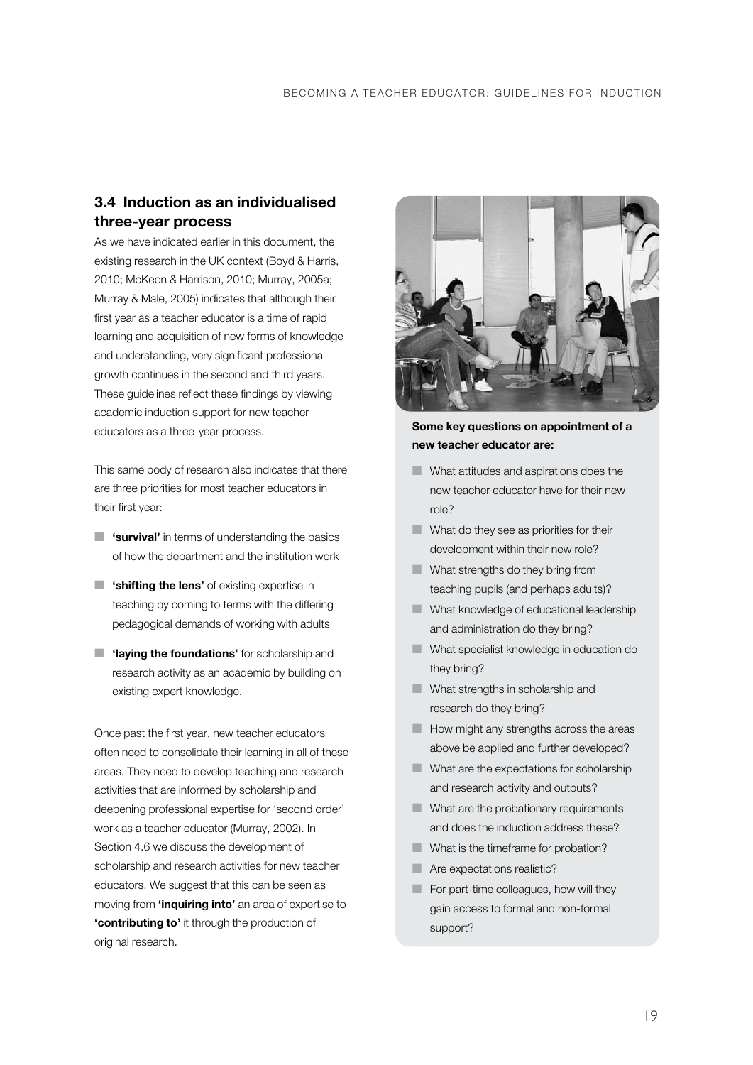## 3.4 Induction as an individualised three-year process

As we have indicated earlier in this document, the existing research in the UK context (Boyd & Harris, 2010; McKeon & Harrison, 2010; Murray, 2005a; Murray & Male, 2005) indicates that although their first year as a teacher educator is a time of rapid learning and acquisition of new forms of knowledge and understanding, very significant professional growth continues in the second and third years. These guidelines reflect these findings by viewing academic induction support for new teacher educators as a three-year process.

This same body of research also indicates that there are three priorities for most teacher educators in their first year:

- **'survival'** in terms of understanding the basics of how the department and the institution work
- **'shifting the lens'** of existing expertise in teaching by coming to terms with the differing pedagogical demands of working with adults
- **'laying the foundations'** for scholarship and research activity as an academic by building on existing expert knowledge.

Once past the first year, new teacher educators often need to consolidate their learning in all of these areas. They need to develop teaching and research activities that are informed by scholarship and deepening professional expertise for 'second order' work as a teacher educator (Murray, 2002). In Section 4.6 we discuss the development of scholarship and research activities for new teacher educators. We suggest that this can be seen as moving from **'inquiring into'** an area of expertise to **'contributing to'** it through the production of original research.

**Some key questions on appointment of a new teacher educator are:**

- What attitudes and aspirations does the new teacher educator have for their new role?
- What do they see as priorities for their development within their new role?
- What strengths do they bring from teaching pupils (and perhaps adults)?
- What knowledge of educational leadership and administration do they bring?
- What specialist knowledge in education do they bring?
- What strengths in scholarship and research do they bring?
- How might any strengths across the areas above be applied and further developed?
- What are the expectations for scholarship and research activity and outputs?
- What are the probationary requirements and does the induction address these?
- What is the timeframe for probation?
- Are expectations realistic?
- For part-time colleagues, how will they gain access to formal and non-formal support?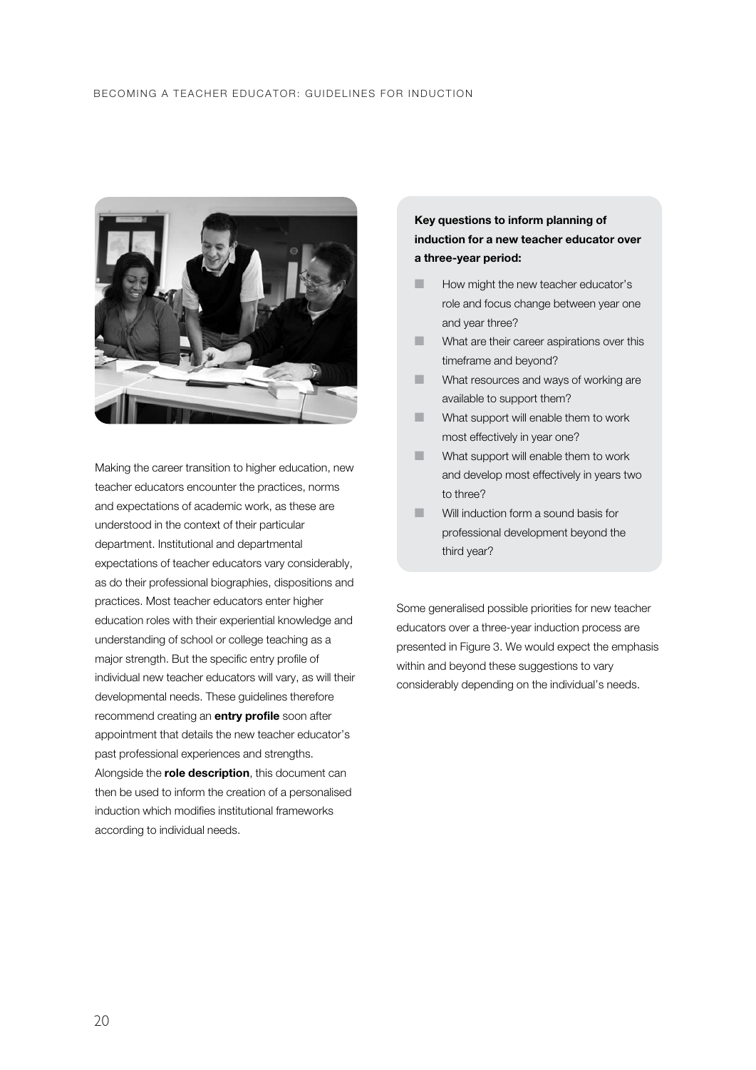Making the career transition to higher education, new teacher educators encounter the practices, norms and expectations of academic work, as these are understood in the context of their particular department. Institutional and departmental expectations of teacher educators vary considerably, as do their professional biographies, dispositions and practices. Most teacher educators enter higher education roles with their experiential knowledge and understanding of school or college teaching as a major strength. But the specific entry profile of individual new teacher educators will vary, as will their developmental needs. These guidelines therefore recommend creating an **entry profile** soon after appointment that details the new teacher educator's past professional experiences and strengths. Alongside the **role description**, this document can then be used to inform the creation of a personalised induction which modifies institutional frameworks according to individual needs.

**Key questions to inform planning of induction for a new teacher educator over a three-year period:**

- How might the new teacher educator's role and focus change between year one and year three?
- What are their career aspirations over this timeframe and beyond?
- What resources and ways of working are available to support them?
- What support will enable them to work most effectively in year one?
- What support will enable them to work and develop most effectively in years two to three?
- Will induction form a sound basis for professional development beyond the third year?

Some generalised possible priorities for new teacher educators over a three-year induction process are presented in Figure 3. We would expect the emphasis within and beyond these suggestions to vary considerably depending on the individual's needs.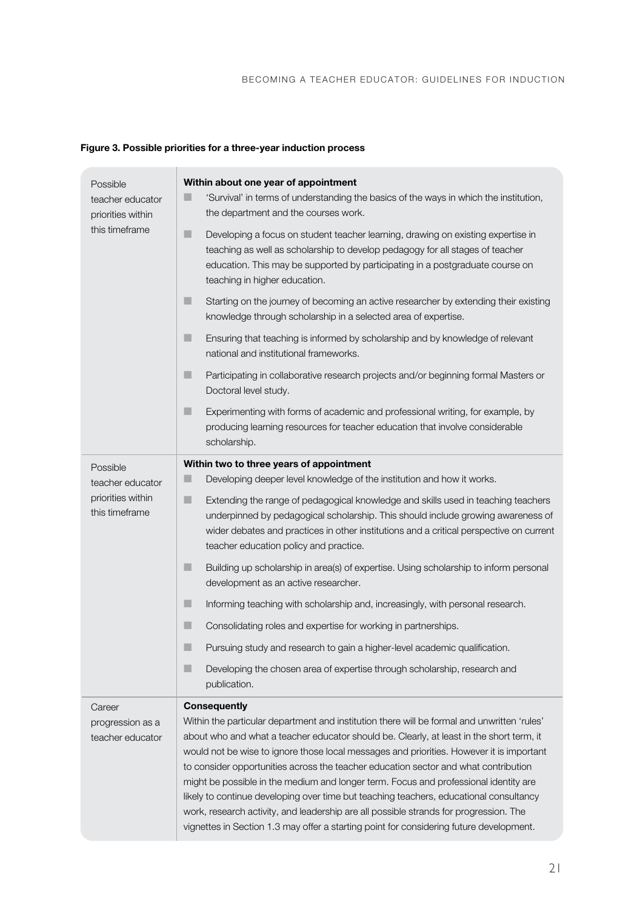**Figure 3. Possible priorities for a three-year induction process**

| | |
|---|---|
| Possible teacher educator priorities within this timeframe | **Within about one year of appointment**<br>■ 'Survival' in terms of understanding the basics of the ways in which the institution, the department and the courses work.<br>■ Developing a focus on student teacher learning, drawing on existing expertise in teaching as well as scholarship to develop pedagogy for all stages of teacher education. This may be supported by participating in a postgraduate course on teaching in higher education.<br>■ Starting on the journey of becoming an active researcher by extending their existing knowledge through scholarship in a selected area of expertise.<br>■ Ensuring that teaching is informed by scholarship and by knowledge of relevant national and institutional frameworks.<br>■ Participating in collaborative research projects and/or beginning formal Masters or Doctoral level study.<br>■ Experimenting with forms of academic and professional writing, for example, by producing learning resources for teacher education that involve considerable scholarship. |
| Possible teacher educator priorities within this timeframe | **Within two to three years of appointment**<br>■ Developing deeper level knowledge of the institution and how it works.<br>■ Extending the range of pedagogical knowledge and skills used in teaching teachers underpinned by pedagogical scholarship. This should include growing awareness of wider debates and practices in other institutions and a critical perspective on current teacher education policy and practice.<br>■ Building up scholarship in area(s) of expertise. Using scholarship to inform personal development as an active researcher.<br>■ Informing teaching with scholarship and, increasingly, with personal research.<br>■ Consolidating roles and expertise for working in partnerships.<br>■ Pursuing study and research to gain a higher-level academic qualification.<br>■ Developing the chosen area of expertise through scholarship, research and publication. |
| Career progression as a teacher educator | **Consequently**<br>Within the particular department and institution there will be formal and unwritten 'rules' about who and what a teacher educator should be. Clearly, at least in the short term, it would not be wise to ignore those local messages and priorities. However it is important to consider opportunities across the teacher education sector and what contribution might be possible in the medium and longer term. Focus and professional identity are likely to continue developing over time but teaching teachers, educational consultancy work, research activity, and leadership are all possible strands for progression. The vignettes in Section 1.3 may offer a starting point for considering future development. |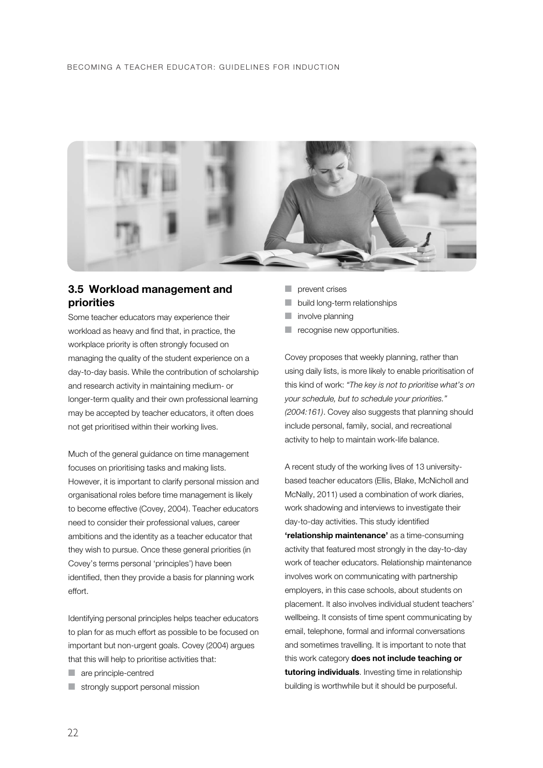## 3.5 Workload management and priorities

Some teacher educators may experience their workload as heavy and find that, in practice, the workplace priority is often strongly focused on managing the quality of the student experience on a day-to-day basis. While the contribution of scholarship and research activity in maintaining medium- or longer-term quality and their own professional learning may be accepted by teacher educators, it often does not get prioritised within their working lives.

Much of the general guidance on time management focuses on prioritising tasks and making lists. However, it is important to clarify personal mission and organisational roles before time management is likely to become effective (Covey, 2004). Teacher educators need to consider their professional values, career ambitions and the identity as a teacher educator that they wish to pursue. Once these general priorities (in Covey's terms personal 'principles') have been identified, then they provide a basis for planning work effort.

Identifying personal principles helps teacher educators to plan for as much effort as possible to be focused on important but non-urgent goals. Covey (2004) argues that this will help to prioritise activities that:

- are principle-centred
- strongly support personal mission
- prevent crises
- build long-term relationships
- involve planning
- recognise new opportunities.

Covey proposes that weekly planning, rather than using daily lists, is more likely to enable prioritisation of this kind of work: *"The key is not to prioritise what's on your schedule, but to schedule your priorities." (2004:161)*. Covey also suggests that planning should include personal, family, social, and recreational activity to help to maintain work-life balance.

A recent study of the working lives of 13 university-based teacher educators (Ellis, Blake, McNicholl and McNally, 2011) used a combination of work diaries, work shadowing and interviews to investigate their day-to-day activities. This study identified **'relationship maintenance'** as a time-consuming activity that featured most strongly in the day-to-day work of teacher educators. Relationship maintenance involves work on communicating with partnership employers, in this case schools, about students on placement. It also involves individual student teachers' wellbeing. It consists of time spent communicating by email, telephone, formal and informal conversations and sometimes travelling. It is important to note that this work category **does not include teaching or tutoring individuals**. Investing time in relationship building is worthwhile but it should be purposeful.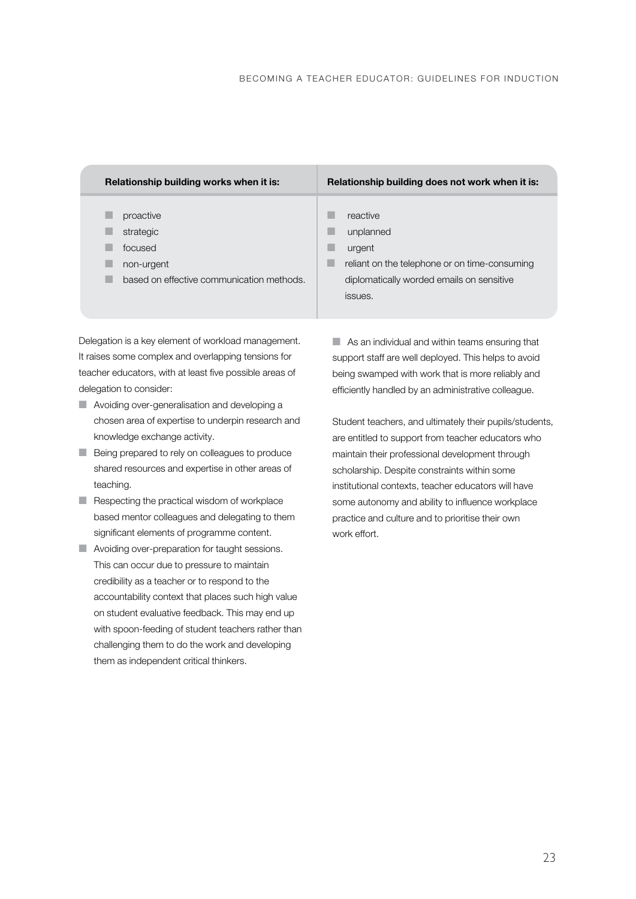| Relationship building works when it is: | Relationship building does not work when it is: |
|---|---|
| ■ proactive<br>■ strategic<br>■ focused<br>■ non-urgent<br>■ based on effective communication methods. | ■ reactive<br>■ unplanned<br>■ urgent<br>■ reliant on the telephone or on time-consuming diplomatically worded emails on sensitive issues. |

Delegation is a key element of workload management. It raises some complex and overlapping tensions for teacher educators, with at least five possible areas of delegation to consider:

- Avoiding over-generalisation and developing a chosen area of expertise to underpin research and knowledge exchange activity.
- Being prepared to rely on colleagues to produce shared resources and expertise in other areas of teaching.
- Respecting the practical wisdom of workplace based mentor colleagues and delegating to them significant elements of programme content.
- Avoiding over-preparation for taught sessions. This can occur due to pressure to maintain credibility as a teacher or to respond to the accountability context that places such high value on student evaluative feedback. This may end up with spoon-feeding of student teachers rather than challenging them to do the work and developing them as independent critical thinkers.
- As an individual and within teams ensuring that support staff are well deployed. This helps to avoid being swamped with work that is more reliably and efficiently handled by an administrative colleague.

Student teachers, and ultimately their pupils/students, are entitled to support from teacher educators who maintain their professional development through scholarship. Despite constraints within some institutional contexts, teacher educators will have some autonomy and ability to influence workplace practice and culture and to prioritise their own work effort.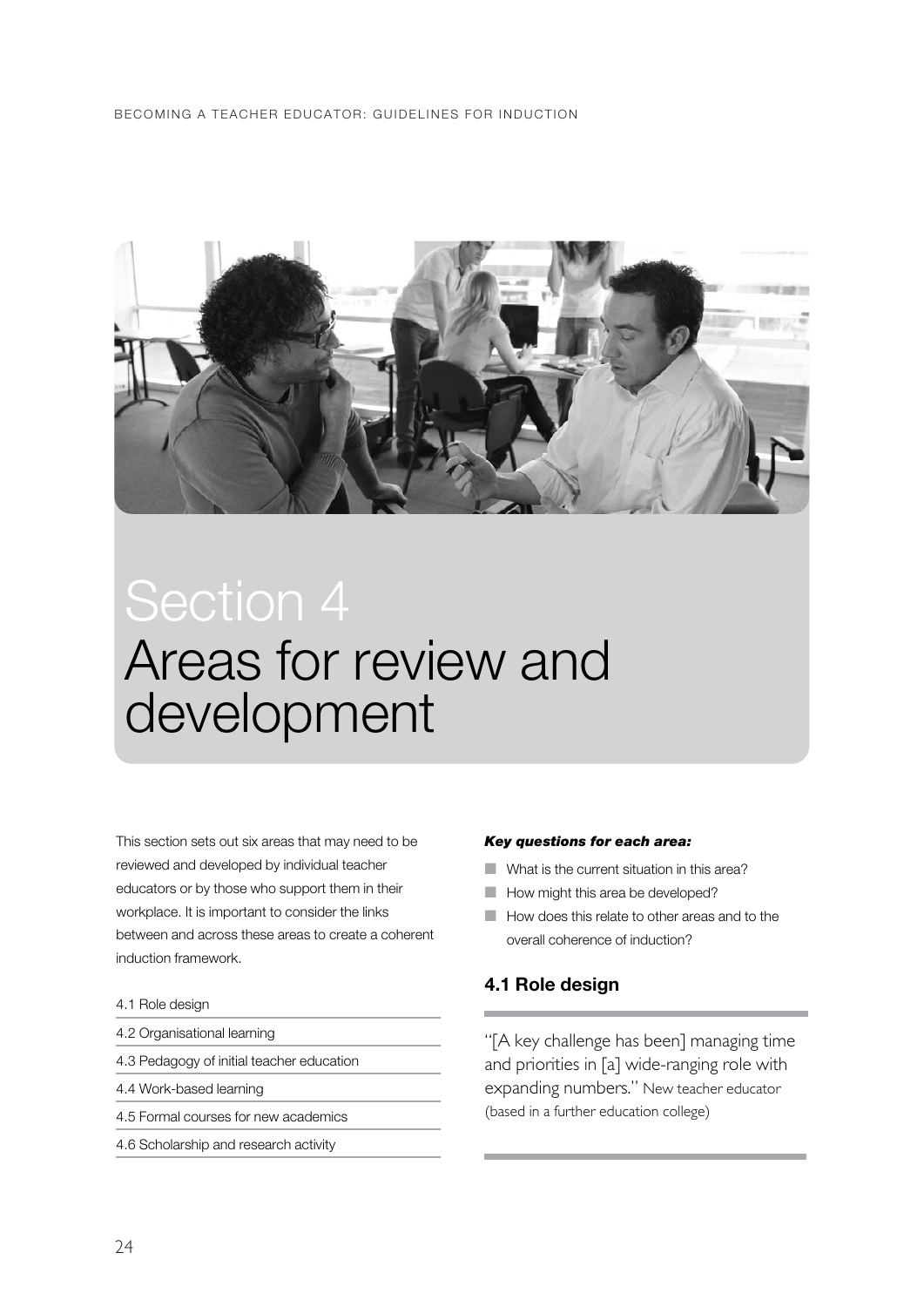# Section 4
# Areas for review and development

This section sets out six areas that may need to be reviewed and developed by individual teacher educators or by those who support them in their workplace. It is important to consider the links between and across these areas to create a coherent induction framework.

- 4.1 Role design
- 4.2 Organisational learning
- 4.3 Pedagogy of initial teacher education
- 4.4 Work-based learning
- 4.5 Formal courses for new academics
- 4.6 Scholarship and research activity

***Key questions for each area:***

- What is the current situation in this area?
- How might this area be developed?
- How does this relate to other areas and to the overall coherence of induction?

## 4.1 Role design

"[A key challenge has been] managing time and priorities in [a] wide-ranging role with expanding numbers." New teacher educator (based in a further education college)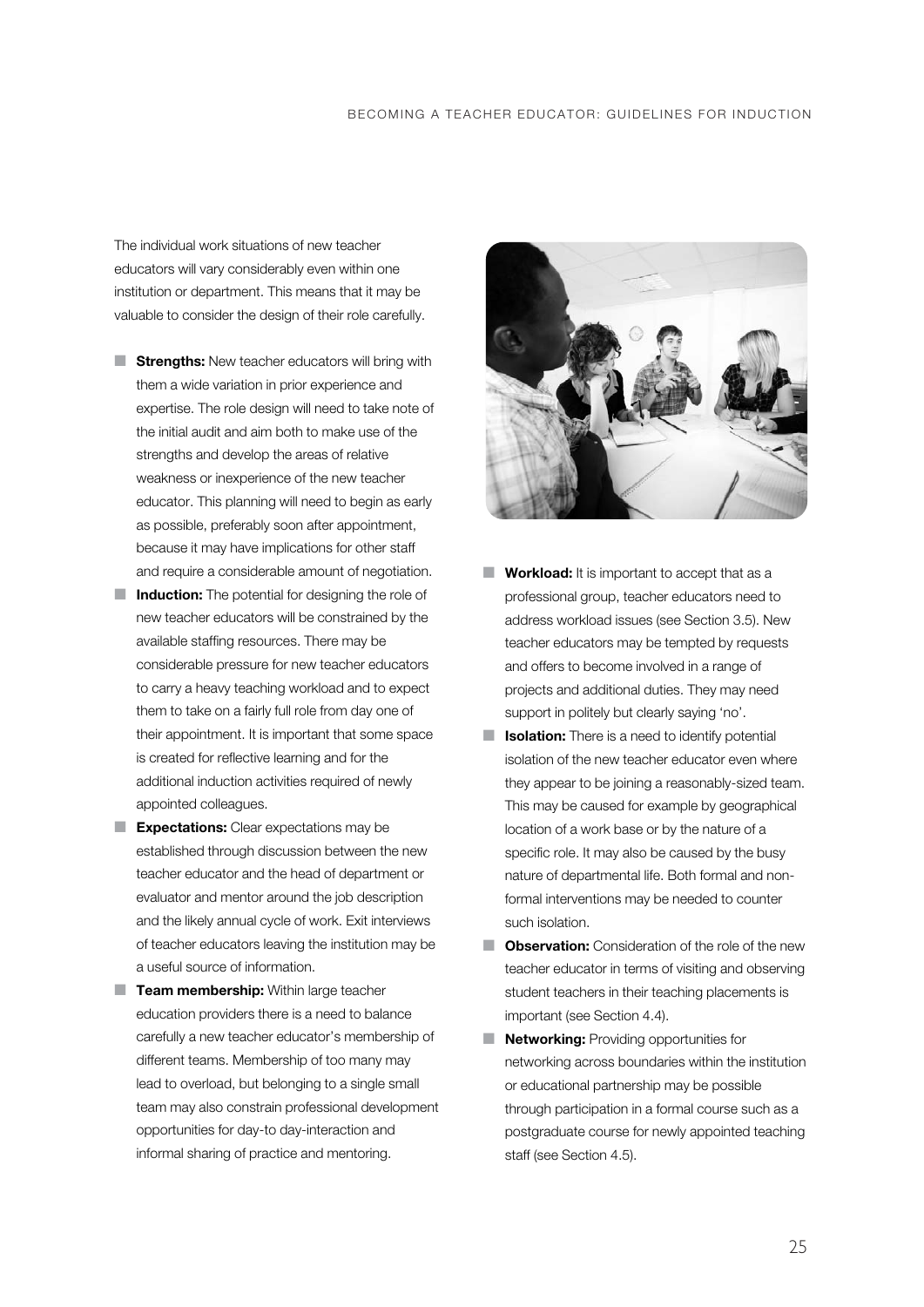The individual work situations of new teacher educators will vary considerably even within one institution or department. This means that it may be valuable to consider the design of their role carefully.

- **Strengths:** New teacher educators will bring with them a wide variation in prior experience and expertise. The role design will need to take note of the initial audit and aim both to make use of the strengths and develop the areas of relative weakness or inexperience of the new teacher educator. This planning will need to begin as early as possible, preferably soon after appointment, because it may have implications for other staff and require a considerable amount of negotiation.
- **Induction:** The potential for designing the role of new teacher educators will be constrained by the available staffing resources. There may be considerable pressure for new teacher educators to carry a heavy teaching workload and to expect them to take on a fairly full role from day one of their appointment. It is important that some space is created for reflective learning and for the additional induction activities required of newly appointed colleagues.
- **Expectations:** Clear expectations may be established through discussion between the new teacher educator and the head of department or evaluator and mentor around the job description and the likely annual cycle of work. Exit interviews of teacher educators leaving the institution may be a useful source of information.
- **Team membership:** Within large teacher education providers there is a need to balance carefully a new teacher educator's membership of different teams. Membership of too many may lead to overload, but belonging to a single small team may also constrain professional development opportunities for day-to day-interaction and informal sharing of practice and mentoring.
- **Workload:** It is important to accept that as a professional group, teacher educators need to address workload issues (see Section 3.5). New teacher educators may be tempted by requests and offers to become involved in a range of projects and additional duties. They may need support in politely but clearly saying 'no'.
- **Isolation:** There is a need to identify potential isolation of the new teacher educator even where they appear to be joining a reasonably-sized team. This may be caused for example by geographical location of a work base or by the nature of a specific role. It may also be caused by the busy nature of departmental life. Both formal and non-formal interventions may be needed to counter such isolation.
- **Observation:** Consideration of the role of the new teacher educator in terms of visiting and observing student teachers in their teaching placements is important (see Section 4.4).
- **Networking:** Providing opportunities for networking across boundaries within the institution or educational partnership may be possible through participation in a formal course such as a postgraduate course for newly appointed teaching staff (see Section 4.5).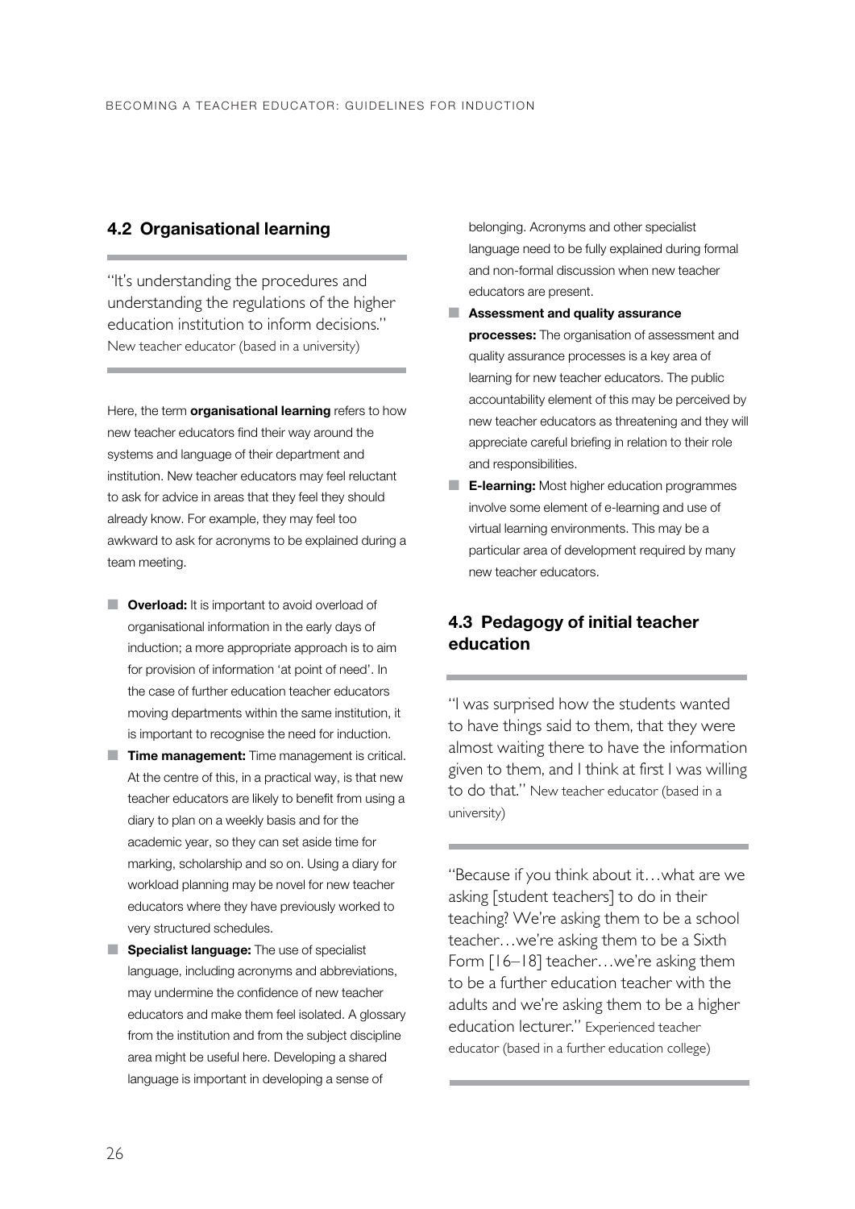## 4.2 Organisational learning

"It's understanding the procedures and understanding the regulations of the higher education institution to inform decisions." New teacher educator (based in a university)

Here, the term **organisational learning** refers to how new teacher educators find their way around the systems and language of their department and institution. New teacher educators may feel reluctant to ask for advice in areas that they feel they should already know. For example, they may feel too awkward to ask for acronyms to be explained during a team meeting.

- **Overload:** It is important to avoid overload of organisational information in the early days of induction; a more appropriate approach is to aim for provision of information 'at point of need'. In the case of further education teacher educators moving departments within the same institution, it is important to recognise the need for induction.
- **Time management:** Time management is critical. At the centre of this, in a practical way, is that new teacher educators are likely to benefit from using a diary to plan on a weekly basis and for the academic year, so they can set aside time for marking, scholarship and so on. Using a diary for workload planning may be novel for new teacher educators where they have previously worked to very structured schedules.
- **Specialist language:** The use of specialist language, including acronyms and abbreviations, may undermine the confidence of new teacher educators and make them feel isolated. A glossary from the institution and from the subject discipline area might be useful here. Developing a shared language is important in developing a sense of belonging. Acronyms and other specialist language need to be fully explained during formal and non-formal discussion when new teacher educators are present.
- **Assessment and quality assurance processes:** The organisation of assessment and quality assurance processes is a key area of learning for new teacher educators. The public accountability element of this may be perceived by new teacher educators as threatening and they will appreciate careful briefing in relation to their role and responsibilities.
- **E-learning:** Most higher education programmes involve some element of e-learning and use of virtual learning environments. This may be a particular area of development required by many new teacher educators.

## 4.3 Pedagogy of initial teacher education

"I was surprised how the students wanted to have things said to them, that they were almost waiting there to have the information given to them, and I think at first I was willing to do that." New teacher educator (based in a university)

"Because if you think about it…what are we asking [student teachers] to do in their teaching? We're asking them to be a school teacher…we're asking them to be a Sixth Form [16–18] teacher…we're asking them to be a further education teacher with the adults and we're asking them to be a higher education lecturer." Experienced teacher educator (based in a further education college)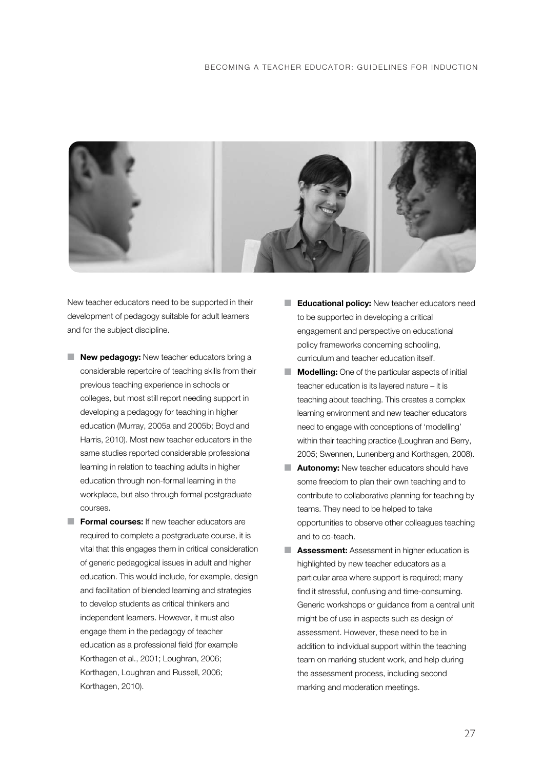New teacher educators need to be supported in their development of pedagogy suitable for adult learners and for the subject discipline.

- **New pedagogy:** New teacher educators bring a considerable repertoire of teaching skills from their previous teaching experience in schools or colleges, but most still report needing support in developing a pedagogy for teaching in higher education (Murray, 2005a and 2005b; Boyd and Harris, 2010). Most new teacher educators in the same studies reported considerable professional learning in relation to teaching adults in higher education through non-formal learning in the workplace, but also through formal postgraduate courses.
- **Formal courses:** If new teacher educators are required to complete a postgraduate course, it is vital that this engages them in critical consideration of generic pedagogical issues in adult and higher education. This would include, for example, design and facilitation of blended learning and strategies to develop students as critical thinkers and independent learners. However, it must also engage them in the pedagogy of teacher education as a professional field (for example Korthagen et al., 2001; Loughran, 2006; Korthagen, Loughran and Russell, 2006; Korthagen, 2010).
- **Educational policy:** New teacher educators need to be supported in developing a critical engagement and perspective on educational policy frameworks concerning schooling, curriculum and teacher education itself.
- **Modelling:** One of the particular aspects of initial teacher education is its layered nature – it is teaching about teaching. This creates a complex learning environment and new teacher educators need to engage with conceptions of 'modelling' within their teaching practice (Loughran and Berry, 2005; Swennen, Lunenberg and Korthagen, 2008).
- **Autonomy:** New teacher educators should have some freedom to plan their own teaching and to contribute to collaborative planning for teaching by teams. They need to be helped to take opportunities to observe other colleagues teaching and to co-teach.
- **Assessment:** Assessment in higher education is highlighted by new teacher educators as a particular area where support is required; many find it stressful, confusing and time-consuming. Generic workshops or guidance from a central unit might be of use in aspects such as design of assessment. However, these need to be in addition to individual support within the teaching team on marking student work, and help during the assessment process, including second marking and moderation meetings.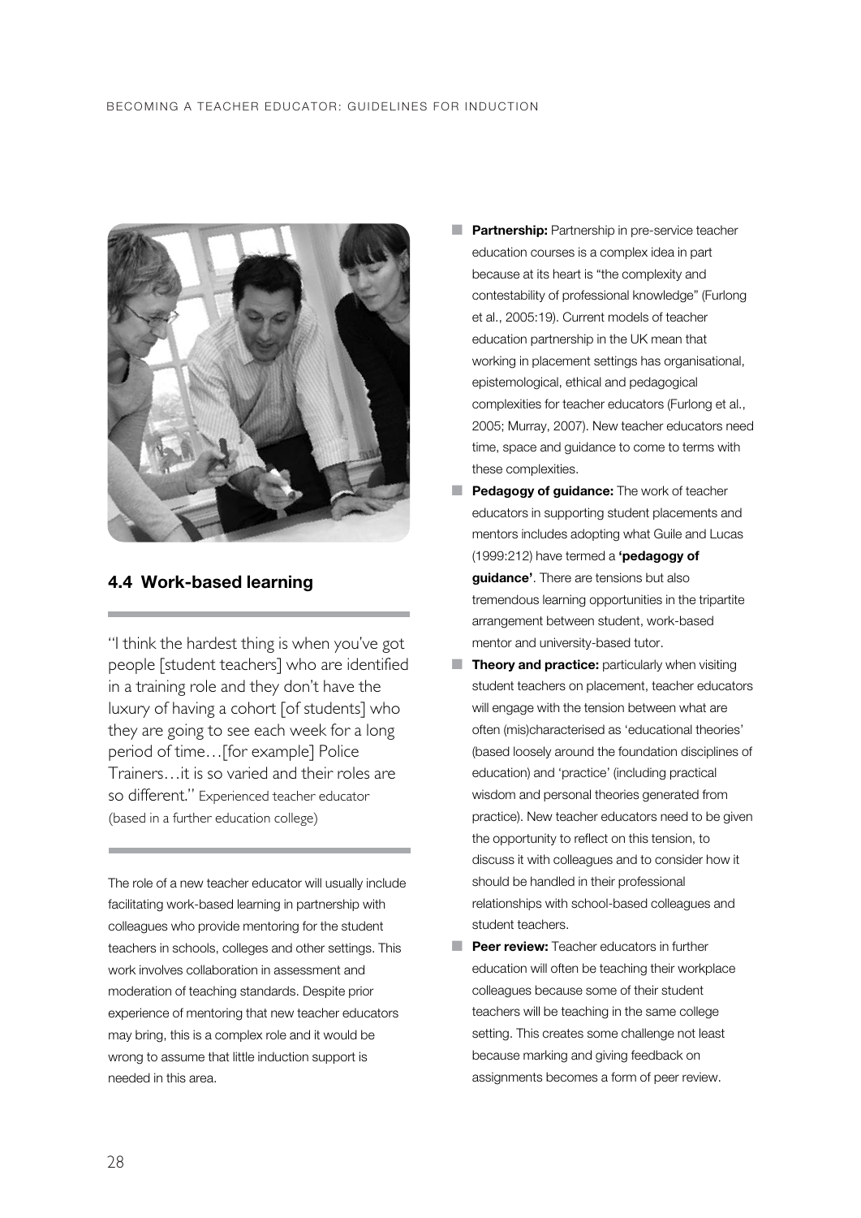## 4.4 Work-based learning

"I think the hardest thing is when you've got people [student teachers] who are identified in a training role and they don't have the luxury of having a cohort [of students] who they are going to see each week for a long period of time…[for example] Police Trainers…it is so varied and their roles are so different." Experienced teacher educator (based in a further education college)

The role of a new teacher educator will usually include facilitating work-based learning in partnership with colleagues who provide mentoring for the student teachers in schools, colleges and other settings. This work involves collaboration in assessment and moderation of teaching standards. Despite prior experience of mentoring that new teacher educators may bring, this is a complex role and it would be wrong to assume that little induction support is needed in this area.

- **Partnership:** Partnership in pre-service teacher education courses is a complex idea in part because at its heart is "the complexity and contestability of professional knowledge" (Furlong et al., 2005:19). Current models of teacher education partnership in the UK mean that working in placement settings has organisational, epistemological, ethical and pedagogical complexities for teacher educators (Furlong et al., 2005; Murray, 2007). New teacher educators need time, space and guidance to come to terms with these complexities.
- **Pedagogy of guidance:** The work of teacher educators in supporting student placements and mentors includes adopting what Guile and Lucas (1999:212) have termed a **'pedagogy of guidance'**. There are tensions but also tremendous learning opportunities in the tripartite arrangement between student, work-based mentor and university-based tutor.
- **Theory and practice:** particularly when visiting student teachers on placement, teacher educators will engage with the tension between what are often (mis)characterised as 'educational theories' (based loosely around the foundation disciplines of education) and 'practice' (including practical wisdom and personal theories generated from practice). New teacher educators need to be given the opportunity to reflect on this tension, to discuss it with colleagues and to consider how it should be handled in their professional relationships with school-based colleagues and student teachers.
- **Peer review:** Teacher educators in further education will often be teaching their workplace colleagues because some of their student teachers will be teaching in the same college setting. This creates some challenge not least because marking and giving feedback on assignments becomes a form of peer review.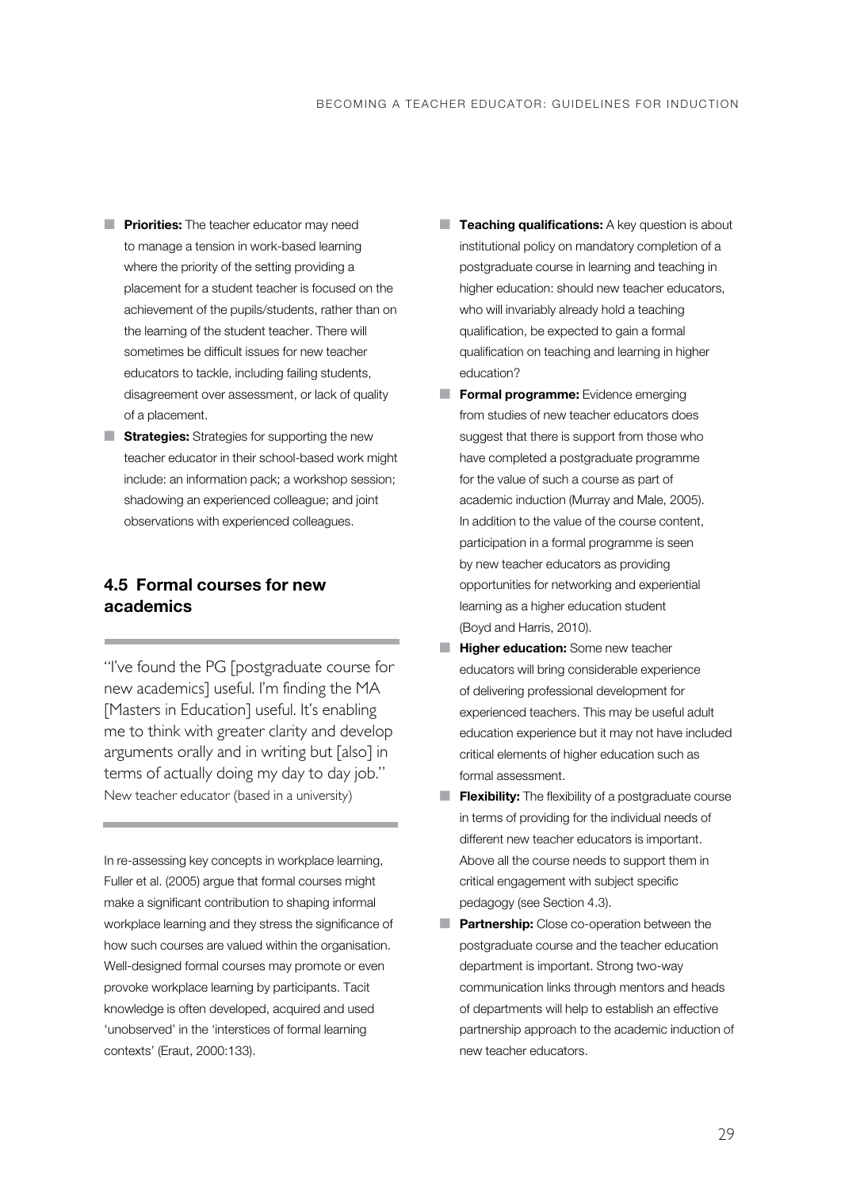- **Priorities:** The teacher educator may need to manage a tension in work-based learning where the priority of the setting providing a placement for a student teacher is focused on the achievement of the pupils/students, rather than on the learning of the student teacher. There will sometimes be difficult issues for new teacher educators to tackle, including failing students, disagreement over assessment, or lack of quality of a placement.
- **Strategies:** Strategies for supporting the new teacher educator in their school-based work might include: an information pack; a workshop session; shadowing an experienced colleague; and joint observations with experienced colleagues.

## 4.5 Formal courses for new academics

> "I've found the PG [postgraduate course for new academics] useful. I'm finding the MA [Masters in Education] useful. It's enabling me to think with greater clarity and develop arguments orally and in writing but [also] in terms of actually doing my day to day job."
> New teacher educator (based in a university)

In re-assessing key concepts in workplace learning, Fuller et al. (2005) argue that formal courses might make a significant contribution to shaping informal workplace learning and they stress the significance of how such courses are valued within the organisation. Well-designed formal courses may promote or even provoke workplace learning by participants. Tacit knowledge is often developed, acquired and used 'unobserved' in the 'interstices of formal learning contexts' (Eraut, 2000:133).

- **Teaching qualifications:** A key question is about institutional policy on mandatory completion of a postgraduate course in learning and teaching in higher education: should new teacher educators, who will invariably already hold a teaching qualification, be expected to gain a formal qualification on teaching and learning in higher education?
- **Formal programme:** Evidence emerging from studies of new teacher educators does suggest that there is support from those who have completed a postgraduate programme for the value of such a course as part of academic induction (Murray and Male, 2005). In addition to the value of the course content, participation in a formal programme is seen by new teacher educators as providing opportunities for networking and experiential learning as a higher education student (Boyd and Harris, 2010).
- **Higher education:** Some new teacher educators will bring considerable experience of delivering professional development for experienced teachers. This may be useful adult education experience but it may not have included critical elements of higher education such as formal assessment.
- **Flexibility:** The flexibility of a postgraduate course in terms of providing for the individual needs of different new teacher educators is important. Above all the course needs to support them in critical engagement with subject specific pedagogy (see Section 4.3).
- **Partnership:** Close co-operation between the postgraduate course and the teacher education department is important. Strong two-way communication links through mentors and heads of departments will help to establish an effective partnership approach to the academic induction of new teacher educators.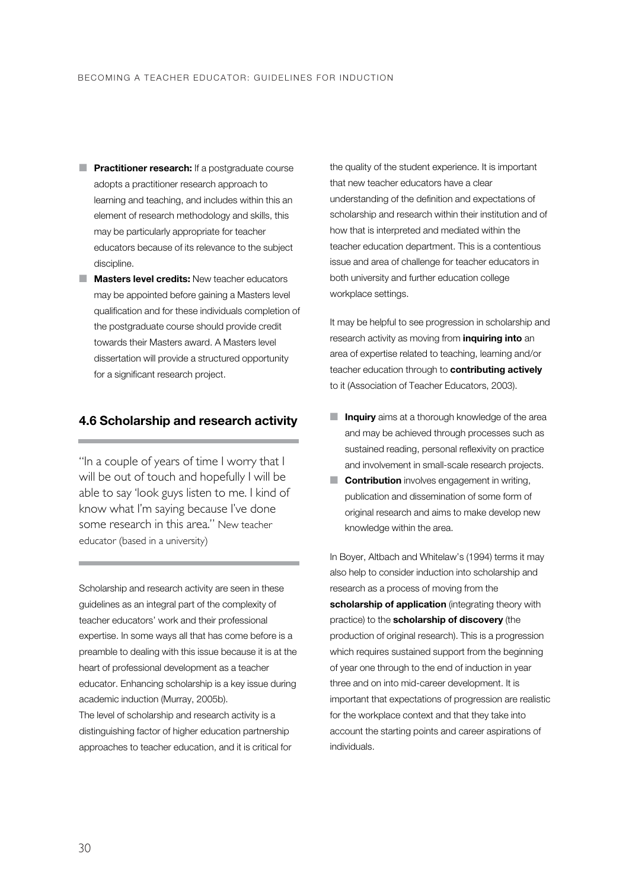- **Practitioner research:** If a postgraduate course adopts a practitioner research approach to learning and teaching, and includes within this an element of research methodology and skills, this may be particularly appropriate for teacher educators because of its relevance to the subject discipline.
- **Masters level credits:** New teacher educators may be appointed before gaining a Masters level qualification and for these individuals completion of the postgraduate course should provide credit towards their Masters award. A Masters level dissertation will provide a structured opportunity for a significant research project.

## 4.6 Scholarship and research activity

> "In a couple of years of time I worry that I will be out of touch and hopefully I will be able to say 'look guys listen to me. I kind of know what I'm saying because I've done some research in this area." New teacher educator (based in a university)

Scholarship and research activity are seen in these guidelines as an integral part of the complexity of teacher educators' work and their professional expertise. In some ways all that has come before is a preamble to dealing with this issue because it is at the heart of professional development as a teacher educator. Enhancing scholarship is a key issue during academic induction (Murray, 2005b).
The level of scholarship and research activity is a distinguishing factor of higher education partnership approaches to teacher education, and it is critical for the quality of the student experience. It is important that new teacher educators have a clear understanding of the definition and expectations of scholarship and research within their institution and of how that is interpreted and mediated within the teacher education department. This is a contentious issue and area of challenge for teacher educators in both university and further education college workplace settings.

It may be helpful to see progression in scholarship and research activity as moving from **inquiring into** an area of expertise related to teaching, learning and/or teacher education through to **contributing actively** to it (Association of Teacher Educators, 2003).

- **Inquiry** aims at a thorough knowledge of the area and may be achieved through processes such as sustained reading, personal reflexivity on practice and involvement in small-scale research projects.
- **Contribution** involves engagement in writing, publication and dissemination of some form of original research and aims to make develop new knowledge within the area.

In Boyer, Altbach and Whitelaw's (1994) terms it may also help to consider induction into scholarship and research as a process of moving from the **scholarship of application** (integrating theory with practice) to the **scholarship of discovery** (the production of original research). This is a progression which requires sustained support from the beginning of year one through to the end of induction in year three and on into mid-career development. It is important that expectations of progression are realistic for the workplace context and that they take into account the starting points and career aspirations of individuals.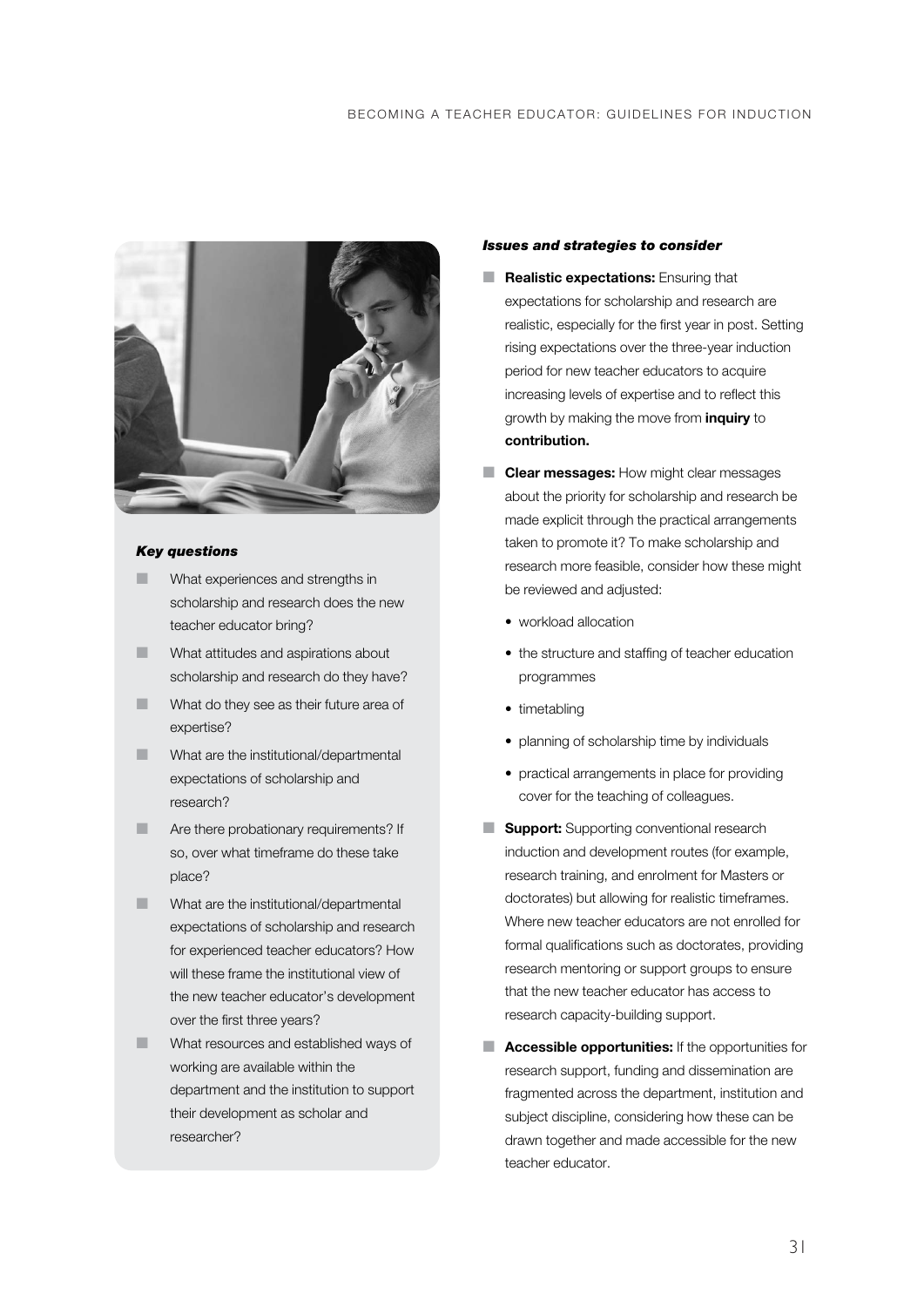### *Key questions*

- What experiences and strengths in scholarship and research does the new teacher educator bring?
- What attitudes and aspirations about scholarship and research do they have?
- What do they see as their future area of expertise?
- What are the institutional/departmental expectations of scholarship and research?
- Are there probationary requirements? If so, over what timeframe do these take place?
- What are the institutional/departmental expectations of scholarship and research for experienced teacher educators? How will these frame the institutional view of the new teacher educator's development over the first three years?
- What resources and established ways of working are available within the department and the institution to support their development as scholar and researcher?

### *Issues and strategies to consider*

- **Realistic expectations:** Ensuring that expectations for scholarship and research are realistic, especially for the first year in post. Setting rising expectations over the three-year induction period for new teacher educators to acquire increasing levels of expertise and to reflect this growth by making the move from **inquiry** to **contribution.**
- **Clear messages:** How might clear messages about the priority for scholarship and research be made explicit through the practical arrangements taken to promote it? To make scholarship and research more feasible, consider how these might be reviewed and adjusted:
  - workload allocation
  - the structure and staffing of teacher education programmes
  - timetabling
  - planning of scholarship time by individuals
  - practical arrangements in place for providing cover for the teaching of colleagues.
- **Support:** Supporting conventional research induction and development routes (for example, research training, and enrolment for Masters or doctorates) but allowing for realistic timeframes. Where new teacher educators are not enrolled for formal qualifications such as doctorates, providing research mentoring or support groups to ensure that the new teacher educator has access to research capacity-building support.
- **Accessible opportunities:** If the opportunities for research support, funding and dissemination are fragmented across the department, institution and subject discipline, considering how these can be drawn together and made accessible for the new teacher educator.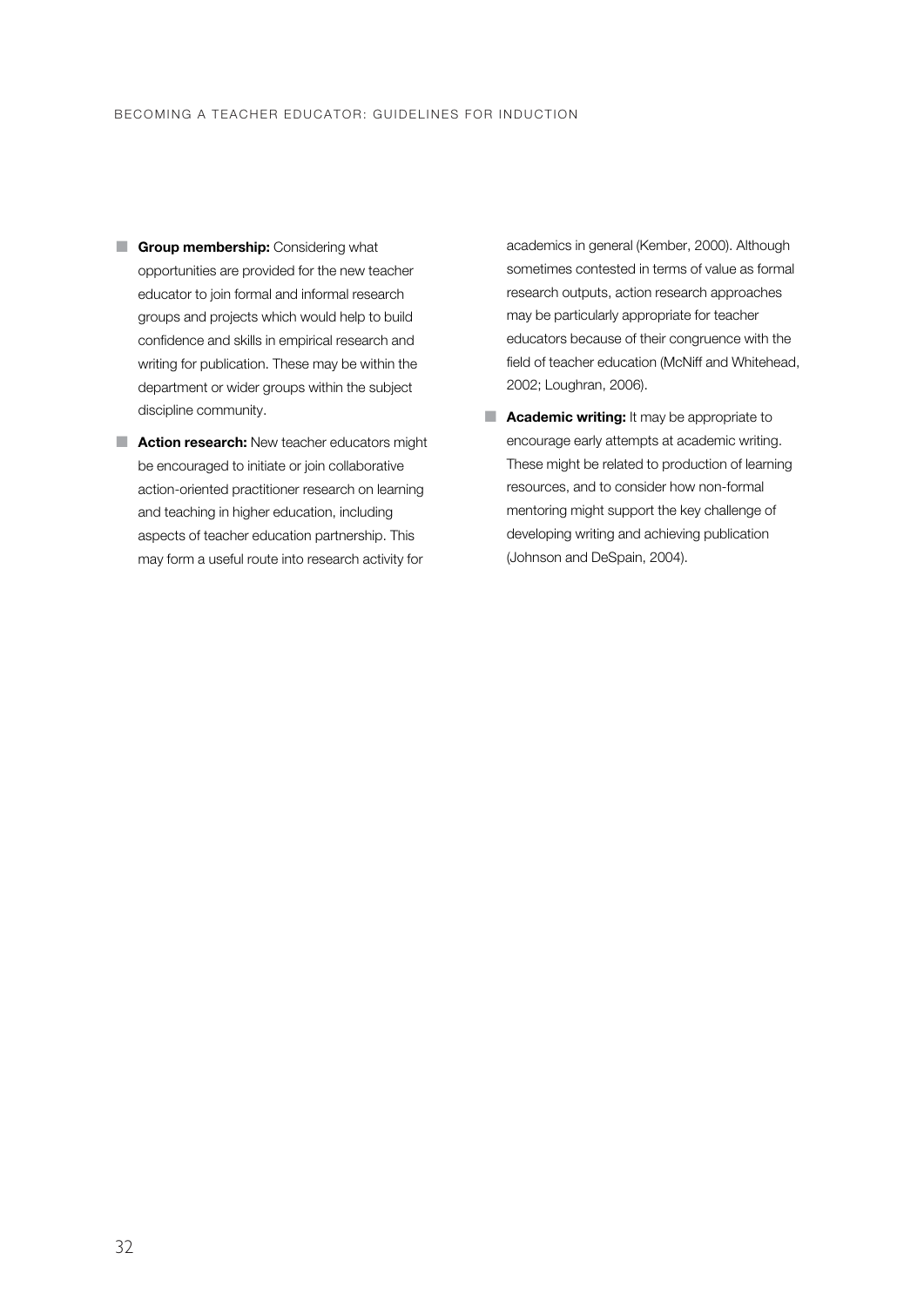- **Group membership:** Considering what opportunities are provided for the new teacher educator to join formal and informal research groups and projects which would help to build confidence and skills in empirical research and writing for publication. These may be within the department or wider groups within the subject discipline community.
- **Action research:** New teacher educators might be encouraged to initiate or join collaborative action-oriented practitioner research on learning and teaching in higher education, including aspects of teacher education partnership. This may form a useful route into research activity for academics in general (Kember, 2000). Although sometimes contested in terms of value as formal research outputs, action research approaches may be particularly appropriate for teacher educators because of their congruence with the field of teacher education (McNiff and Whitehead, 2002; Loughran, 2006).
- **Academic writing:** It may be appropriate to encourage early attempts at academic writing. These might be related to production of learning resources, and to consider how non-formal mentoring might support the key challenge of developing writing and achieving publication (Johnson and DeSpain, 2004).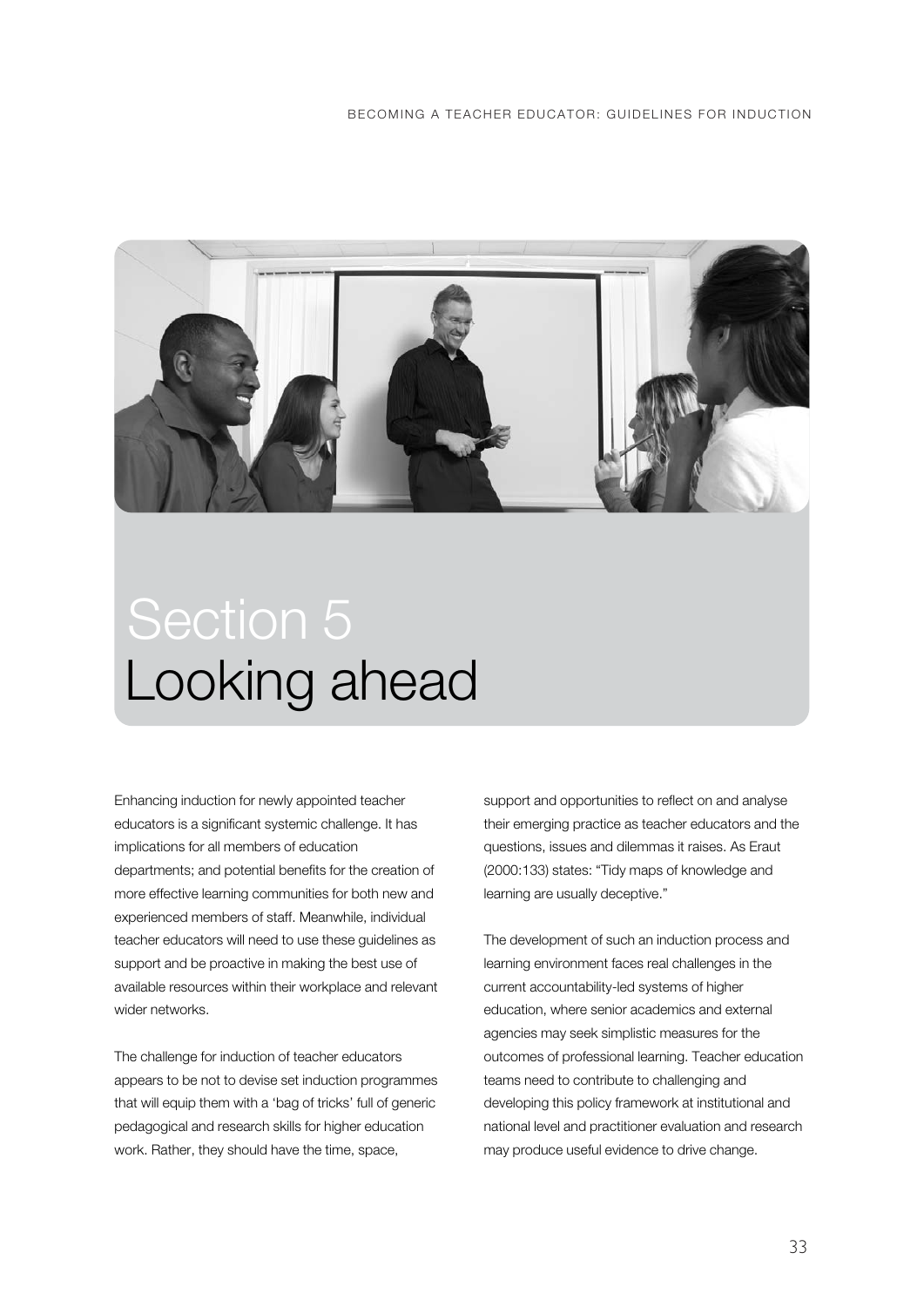# Section 5
# Looking ahead

Enhancing induction for newly appointed teacher educators is a significant systemic challenge. It has implications for all members of education departments; and potential benefits for the creation of more effective learning communities for both new and experienced members of staff. Meanwhile, individual teacher educators will need to use these guidelines as support and be proactive in making the best use of available resources within their workplace and relevant wider networks.

The challenge for induction of teacher educators appears to be not to devise set induction programmes that will equip them with a 'bag of tricks' full of generic pedagogical and research skills for higher education work. Rather, they should have the time, space, support and opportunities to reflect on and analyse their emerging practice as teacher educators and the questions, issues and dilemmas it raises. As Eraut (2000:133) states: "Tidy maps of knowledge and learning are usually deceptive."

The development of such an induction process and learning environment faces real challenges in the current accountability-led systems of higher education, where senior academics and external agencies may seek simplistic measures for the outcomes of professional learning. Teacher education teams need to contribute to challenging and developing this policy framework at institutional and national level and practitioner evaluation and research may produce useful evidence to drive change.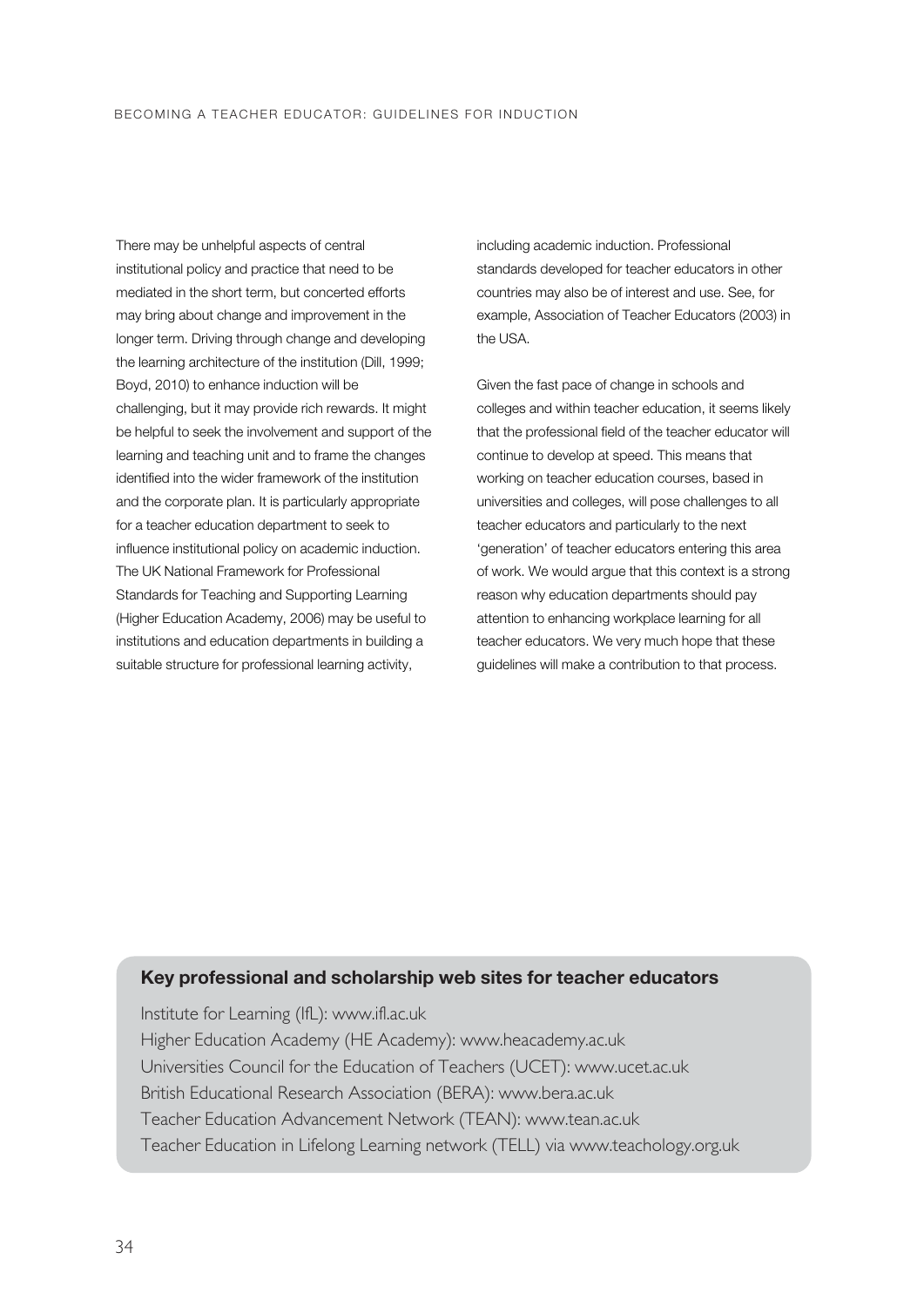There may be unhelpful aspects of central institutional policy and practice that need to be mediated in the short term, but concerted efforts may bring about change and improvement in the longer term. Driving through change and developing the learning architecture of the institution (Dill, 1999; Boyd, 2010) to enhance induction will be challenging, but it may provide rich rewards. It might be helpful to seek the involvement and support of the learning and teaching unit and to frame the changes identified into the wider framework of the institution and the corporate plan. It is particularly appropriate for a teacher education department to seek to influence institutional policy on academic induction. The UK National Framework for Professional Standards for Teaching and Supporting Learning (Higher Education Academy, 2006) may be useful to institutions and education departments in building a suitable structure for professional learning activity, including academic induction. Professional standards developed for teacher educators in other countries may also be of interest and use. See, for example, Association of Teacher Educators (2003) in the USA.

Given the fast pace of change in schools and colleges and within teacher education, it seems likely that the professional field of the teacher educator will continue to develop at speed. This means that working on teacher education courses, based in universities and colleges, will pose challenges to all teacher educators and particularly to the next 'generation' of teacher educators entering this area of work. We would argue that this context is a strong reason why education departments should pay attention to enhancing workplace learning for all teacher educators. We very much hope that these guidelines will make a contribution to that process.

### Key professional and scholarship web sites for teacher educators

Institute for Learning (IfL): www.ifl.ac.uk
Higher Education Academy (HE Academy): www.heacademy.ac.uk
Universities Council for the Education of Teachers (UCET): www.ucet.ac.uk
British Educational Research Association (BERA): www.bera.ac.uk
Teacher Education Advancement Network (TEAN): www.tean.ac.uk
Teacher Education in Lifelong Learning network (TELL) via www.teachology.org.uk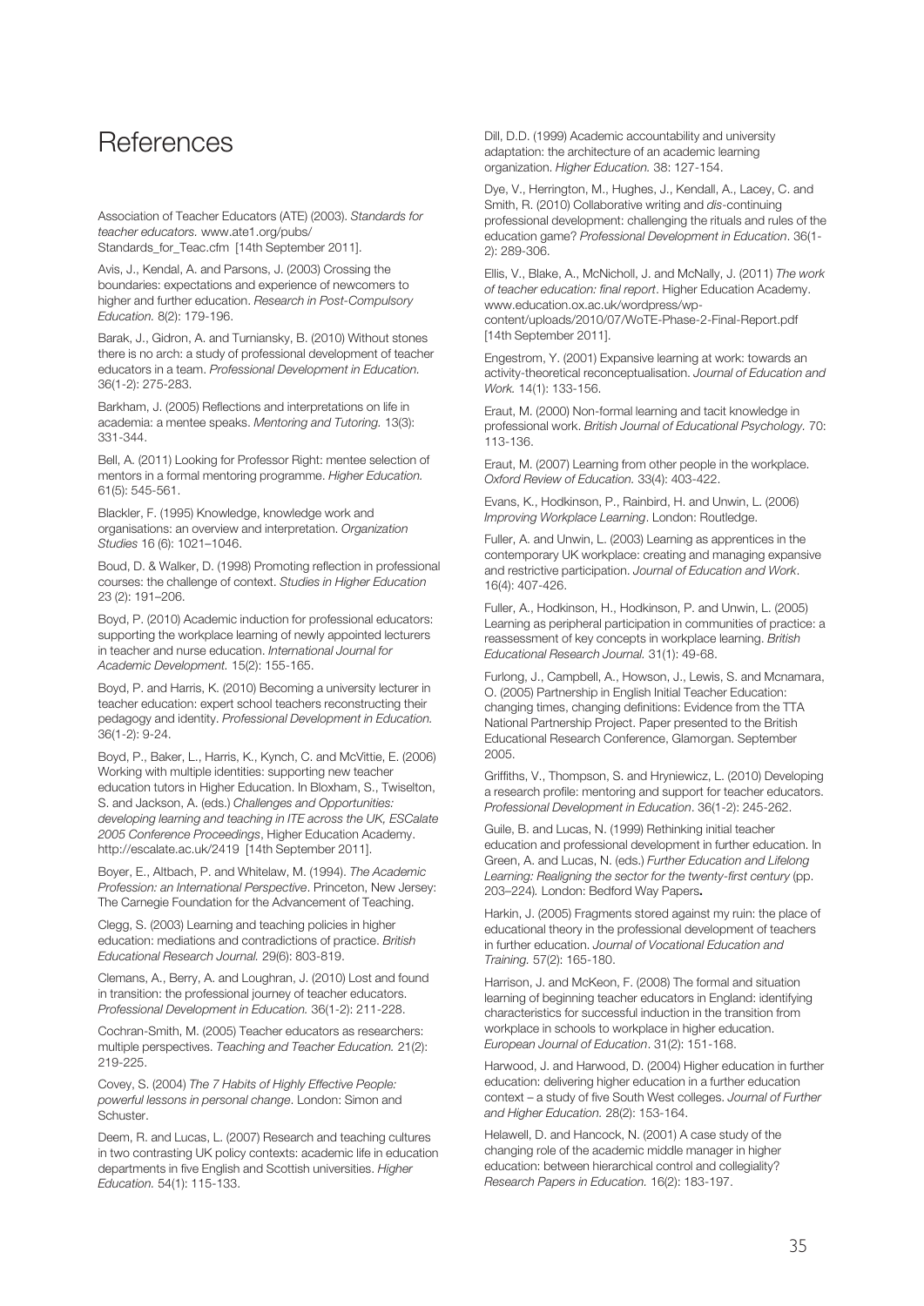# References

Association of Teacher Educators (ATE) (2003). *Standards for teacher educators.* www.ate1.org/pubs/Standards_for_Teac.cfm [14th September 2011].

Avis, J., Kendal, A. and Parsons, J. (2003) Crossing the boundaries: expectations and experience of newcomers to higher and further education. *Research in Post-Compulsory Education.* 8(2): 179-196.

Barak, J., Gidron, A. and Turniansky, B. (2010) Without stones there is no arch: a study of professional development of teacher educators in a team. *Professional Development in Education.* 36(1-2): 275-283.

Barkham, J. (2005) Reflections and interpretations on life in academia: a mentee speaks. *Mentoring and Tutoring.* 13(3): 331-344.

Bell, A. (2011) Looking for Professor Right: mentee selection of mentors in a formal mentoring programme. *Higher Education.* 61(5): 545-561.

Blackler, F. (1995) Knowledge, knowledge work and organisations: an overview and interpretation. *Organization Studies* 16 (6): 1021–1046.

Boud, D. & Walker, D. (1998) Promoting reflection in professional courses: the challenge of context. *Studies in Higher Education* 23 (2): 191–206.

Boyd, P. (2010) Academic induction for professional educators: supporting the workplace learning of newly appointed lecturers in teacher and nurse education. *International Journal for Academic Development.* 15(2): 155-165.

Boyd, P. and Harris, K. (2010) Becoming a university lecturer in teacher education: expert school teachers reconstructing their pedagogy and identity. *Professional Development in Education.* 36(1-2): 9-24.

Boyd, P., Baker, L., Harris, K., Kynch, C. and McVittie, E. (2006) Working with multiple identities: supporting new teacher education tutors in Higher Education. In Bloxham, S., Twiselton, S. and Jackson, A. (eds.) *Challenges and Opportunities: developing learning and teaching in ITE across the UK, ESCalate 2005 Conference Proceedings*, Higher Education Academy. http://escalate.ac.uk/2419 [14th September 2011].

Boyer, E., Altbach, P. and Whitelaw, M. (1994). *The Academic Profession: an International Perspective*. Princeton, New Jersey: The Carnegie Foundation for the Advancement of Teaching.

Clegg, S. (2003) Learning and teaching policies in higher education: mediations and contradictions of practice. *British Educational Research Journal.* 29(6): 803-819.

Clemans, A., Berry, A. and Loughran, J. (2010) Lost and found in transition: the professional journey of teacher educators. *Professional Development in Education.* 36(1-2): 211-228.

Cochran-Smith, M. (2005) Teacher educators as researchers: multiple perspectives. *Teaching and Teacher Education.* 21(2): 219-225.

Covey, S. (2004) *The 7 Habits of Highly Effective People: powerful lessons in personal change*. London: Simon and Schuster.

Deem, R. and Lucas, L. (2007) Research and teaching cultures in two contrasting UK policy contexts: academic life in education departments in five English and Scottish universities. *Higher Education.* 54(1): 115-133.

Dill, D.D. (1999) Academic accountability and university adaptation: the architecture of an academic learning organization. *Higher Education.* 38: 127-154.

Dye, V., Herrington, M., Hughes, J., Kendall, A., Lacey, C. and Smith, R. (2010) Collaborative writing and *dis*-continuing professional development: challenging the rituals and rules of the education game? *Professional Development in Education*. 36(1-2): 289-306.

Ellis, V., Blake, A., McNicholl, J. and McNally, J. (2011) *The work of teacher education: final report*. Higher Education Academy. www.education.ox.ac.uk/wordpress/wp-content/uploads/2010/07/WoTE-Phase-2-Final-Report.pdf [14th September 2011].

Engestrom, Y. (2001) Expansive learning at work: towards an activity-theoretical reconceptualisation. *Journal of Education and Work.* 14(1): 133-156.

Eraut, M. (2000) Non-formal learning and tacit knowledge in professional work. *British Journal of Educational Psychology.* 70: 113-136.

Eraut, M. (2007) Learning from other people in the workplace. *Oxford Review of Education.* 33(4): 403-422.

Evans, K., Hodkinson, P., Rainbird, H. and Unwin, L. (2006) *Improving Workplace Learning*. London: Routledge.

Fuller, A. and Unwin, L. (2003) Learning as apprentices in the contemporary UK workplace: creating and managing expansive and restrictive participation. *Journal of Education and Work*. 16(4): 407-426.

Fuller, A., Hodkinson, H., Hodkinson, P. and Unwin, L. (2005) Learning as peripheral participation in communities of practice: a reassessment of key concepts in workplace learning. *British Educational Research Journal.* 31(1): 49-68.

Furlong, J., Campbell, A., Howson, J., Lewis, S. and Mcnamara, O. (2005) Partnership in English Initial Teacher Education: changing times, changing definitions: Evidence from the TTA National Partnership Project. Paper presented to the British Educational Research Conference, Glamorgan. September 2005.

Griffiths, V., Thompson, S. and Hryniewicz, L. (2010) Developing a research profile: mentoring and support for teacher educators. *Professional Development in Education*. 36(1-2): 245-262.

Guile, B. and Lucas, N. (1999) Rethinking initial teacher education and professional development in further education. In Green, A. and Lucas, N. (eds.) *Further Education and Lifelong Learning: Realigning the sector for the twenty-first century* (pp. 203–224)*.* London: Bedford Way Papers**.**

Harkin, J. (2005) Fragments stored against my ruin: the place of educational theory in the professional development of teachers in further education. *Journal of Vocational Education and Training.* 57(2): 165-180.

Harrison, J. and McKeon, F. (2008) The formal and situation learning of beginning teacher educators in England: identifying characteristics for successful induction in the transition from workplace in schools to workplace in higher education. *European Journal of Education*. 31(2): 151-168.

Harwood, J. and Harwood, D. (2004) Higher education in further education: delivering higher education in a further education context – a study of five South West colleges. *Journal of Further and Higher Education.* 28(2): 153-164.

Helawell, D. and Hancock, N. (2001) A case study of the changing role of the academic middle manager in higher education: between hierarchical control and collegiality? *Research Papers in Education.* 16(2): 183-197.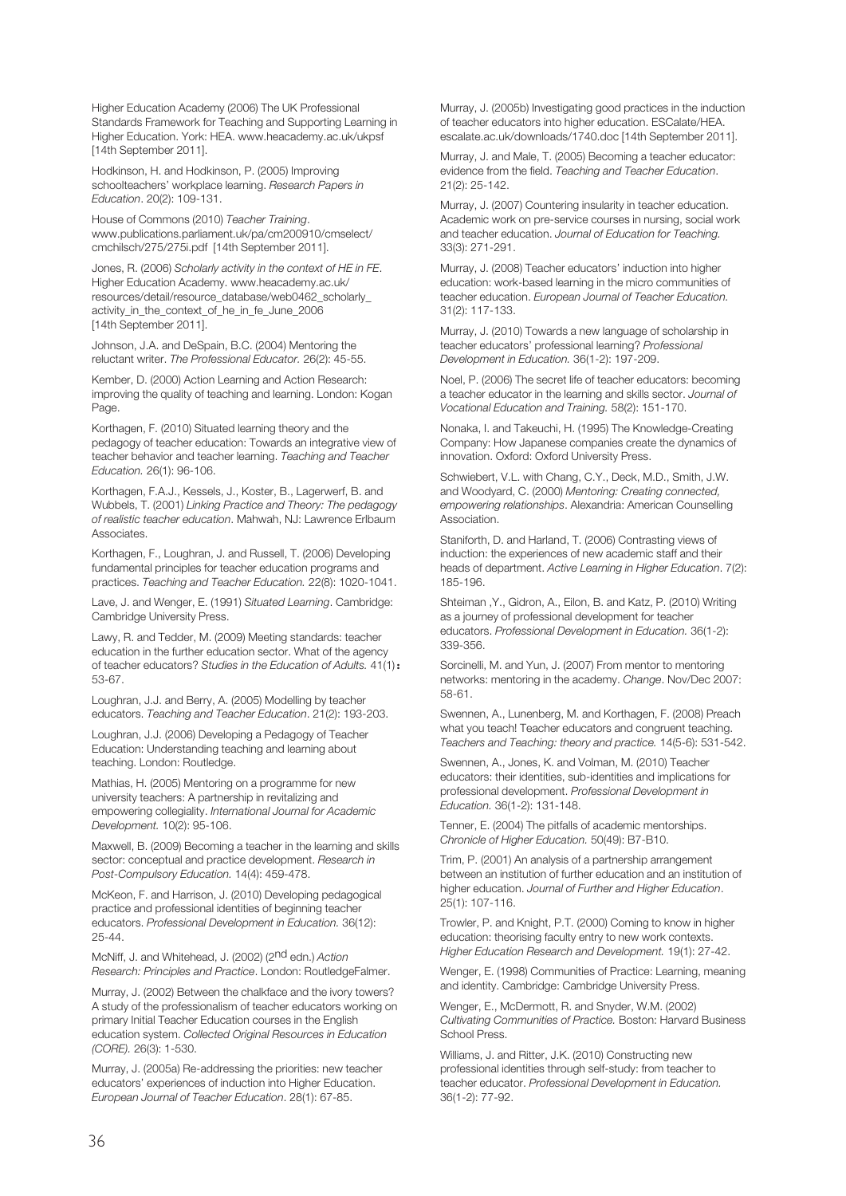Higher Education Academy (2006) The UK Professional Standards Framework for Teaching and Supporting Learning in Higher Education. York: HEA. www.heacademy.ac.uk/ukpsf [14th September 2011].

Hodkinson, H. and Hodkinson, P. (2005) Improving schoolteachers' workplace learning. *Research Papers in Education*. 20(2): 109-131.

House of Commons (2010) *Teacher Training*. www.publications.parliament.uk/pa/cm200910/cmselect/cmchilsch/275/275i.pdf [14th September 2011].

Jones, R. (2006) *Scholarly activity in the context of HE in FE*. Higher Education Academy. www.heacademy.ac.uk/resources/detail/resource_database/web0462_scholarly_activity_in_the_context_of_he_in_fe_June_2006 [14th September 2011].

Johnson, J.A. and DeSpain, B.C. (2004) Mentoring the reluctant writer. *The Professional Educator.* 26(2): 45-55.

Kember, D. (2000) Action Learning and Action Research: improving the quality of teaching and learning. London: Kogan Page.

Korthagen, F. (2010) Situated learning theory and the pedagogy of teacher education: Towards an integrative view of teacher behavior and teacher learning. *Teaching and Teacher Education.* 26(1): 96-106.

Korthagen, F.A.J., Kessels, J., Koster, B., Lagerwerf, B. and Wubbels, T. (2001) *Linking Practice and Theory: The pedagogy of realistic teacher education*. Mahwah, NJ: Lawrence Erlbaum Associates.

Korthagen, F., Loughran, J. and Russell, T. (2006) Developing fundamental principles for teacher education programs and practices. *Teaching and Teacher Education.* 22(8): 1020-1041.

Lave, J. and Wenger, E. (1991) *Situated Learning*. Cambridge: Cambridge University Press.

Lawy, R. and Tedder, M. (2009) Meeting standards: teacher education in the further education sector. What of the agency of teacher educators? *Studies in the Education of Adults.* 41(1)**:** 53-67.

Loughran, J.J. and Berry, A. (2005) Modelling by teacher educators. *Teaching and Teacher Education*. 21(2): 193-203.

Loughran, J.J. (2006) Developing a Pedagogy of Teacher Education: Understanding teaching and learning about teaching. London: Routledge.

Mathias, H. (2005) Mentoring on a programme for new university teachers: A partnership in revitalizing and empowering collegiality. *International Journal for Academic Development.* 10(2): 95-106.

Maxwell, B. (2009) Becoming a teacher in the learning and skills sector: conceptual and practice development. *Research in Post-Compulsory Education.* 14(4): 459-478.

McKeon, F. and Harrison, J. (2010) Developing pedagogical practice and professional identities of beginning teacher educators. *Professional Development in Education.* 36(12): 25-44.

McNiff, J. and Whitehead, J. (2002) (2nd edn.) *Action Research: Principles and Practice*. London: RoutledgeFalmer.

Murray, J. (2002) Between the chalkface and the ivory towers? A study of the professionalism of teacher educators working on primary Initial Teacher Education courses in the English education system. *Collected Original Resources in Education (CORE).* 26(3): 1-530.

Murray, J. (2005a) Re-addressing the priorities: new teacher educators' experiences of induction into Higher Education. *European Journal of Teacher Education*. 28(1): 67-85.

Murray, J. (2005b) Investigating good practices in the induction of teacher educators into higher education. ESCalate/HEA. escalate.ac.uk/downloads/1740.doc [14th September 2011].

Murray, J. and Male, T. (2005) Becoming a teacher educator: evidence from the field. *Teaching and Teacher Education*. 21(2): 25-142.

Murray, J. (2007) Countering insularity in teacher education. Academic work on pre-service courses in nursing, social work and teacher education. *Journal of Education for Teaching.* 33(3): 271-291.

Murray, J. (2008) Teacher educators' induction into higher education: work-based learning in the micro communities of teacher education. *European Journal of Teacher Education.* 31(2): 117-133.

Murray, J. (2010) Towards a new language of scholarship in teacher educators' professional learning? *Professional Development in Education.* 36(1-2): 197-209.

Noel, P. (2006) The secret life of teacher educators: becoming a teacher educator in the learning and skills sector. *Journal of Vocational Education and Training.* 58(2): 151-170.

Nonaka, I. and Takeuchi, H. (1995) The Knowledge-Creating Company: How Japanese companies create the dynamics of innovation. Oxford: Oxford University Press.

Schwiebert, V.L. with Chang, C.Y., Deck, M.D., Smith, J.W. and Woodyard, C. (2000) *Mentoring: Creating connected, empowering relationships*. Alexandria: American Counselling Association.

Staniforth, D. and Harland, T. (2006) Contrasting views of induction: the experiences of new academic staff and their heads of department. *Active Learning in Higher Education*. 7(2): 185-196.

Shteiman ,Y., Gidron, A., Eilon, B. and Katz, P. (2010) Writing as a journey of professional development for teacher educators. *Professional Development in Education.* 36(1-2): 339-356.

Sorcinelli, M. and Yun, J. (2007) From mentor to mentoring networks: mentoring in the academy. *Change*. Nov/Dec 2007: 58-61.

Swennen, A., Lunenberg, M. and Korthagen, F. (2008) Preach what you teach! Teacher educators and congruent teaching. *Teachers and Teaching: theory and practice.* 14(5-6): 531-542.

Swennen, A., Jones, K. and Volman, M. (2010) Teacher educators: their identities, sub-identities and implications for professional development. *Professional Development in Education.* 36(1-2): 131-148.

Tenner, E. (2004) The pitfalls of academic mentorships. *Chronicle of Higher Education.* 50(49): B7-B10.

Trim, P. (2001) An analysis of a partnership arrangement between an institution of further education and an institution of higher education. *Journal of Further and Higher Education*. 25(1): 107-116.

Trowler, P. and Knight, P.T. (2000) Coming to know in higher education: theorising faculty entry to new work contexts. *Higher Education Research and Development.* 19(1): 27-42.

Wenger, E. (1998) Communities of Practice: Learning, meaning and identity. Cambridge: Cambridge University Press.

Wenger, E., McDermott, R. and Snyder, W.M. (2002) *Cultivating Communities of Practice.* Boston: Harvard Business School Press.

Williams, J. and Ritter, J.K. (2010) Constructing new professional identities through self-study: from teacher to teacher educator. *Professional Development in Education.* 36(1-2): 77-92.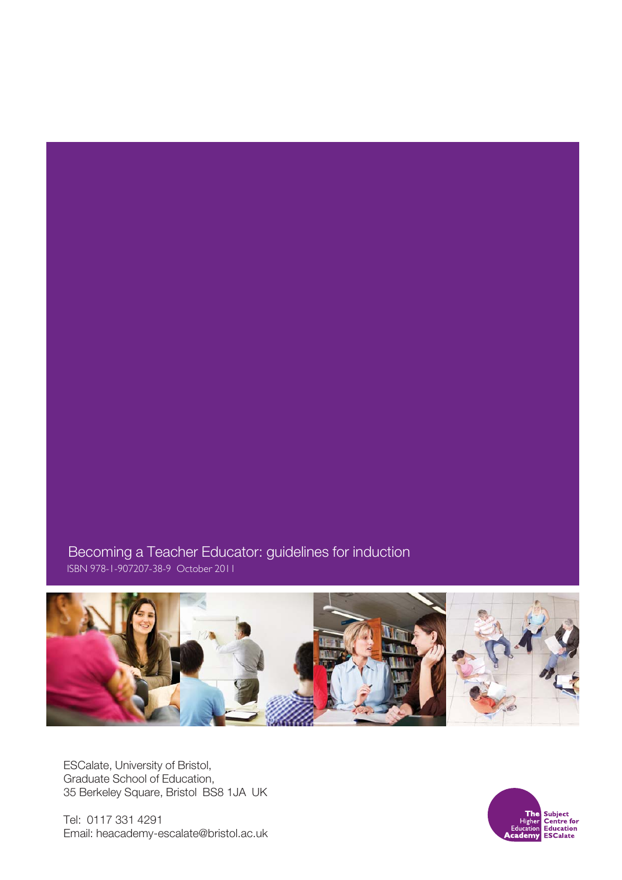Becoming a Teacher Educator: guidelines for induction

ISBN 978-1-907207-38-9 October 2011

ESCalate, University of Bristol,
Graduate School of Education,
35 Berkeley Square, Bristol BS8 1JA UK

Tel: 0117 331 4291
Email: heacademy-escalate@bristol.ac.uk

The Higher Education Academy

Subject Centre for Education ESCalate